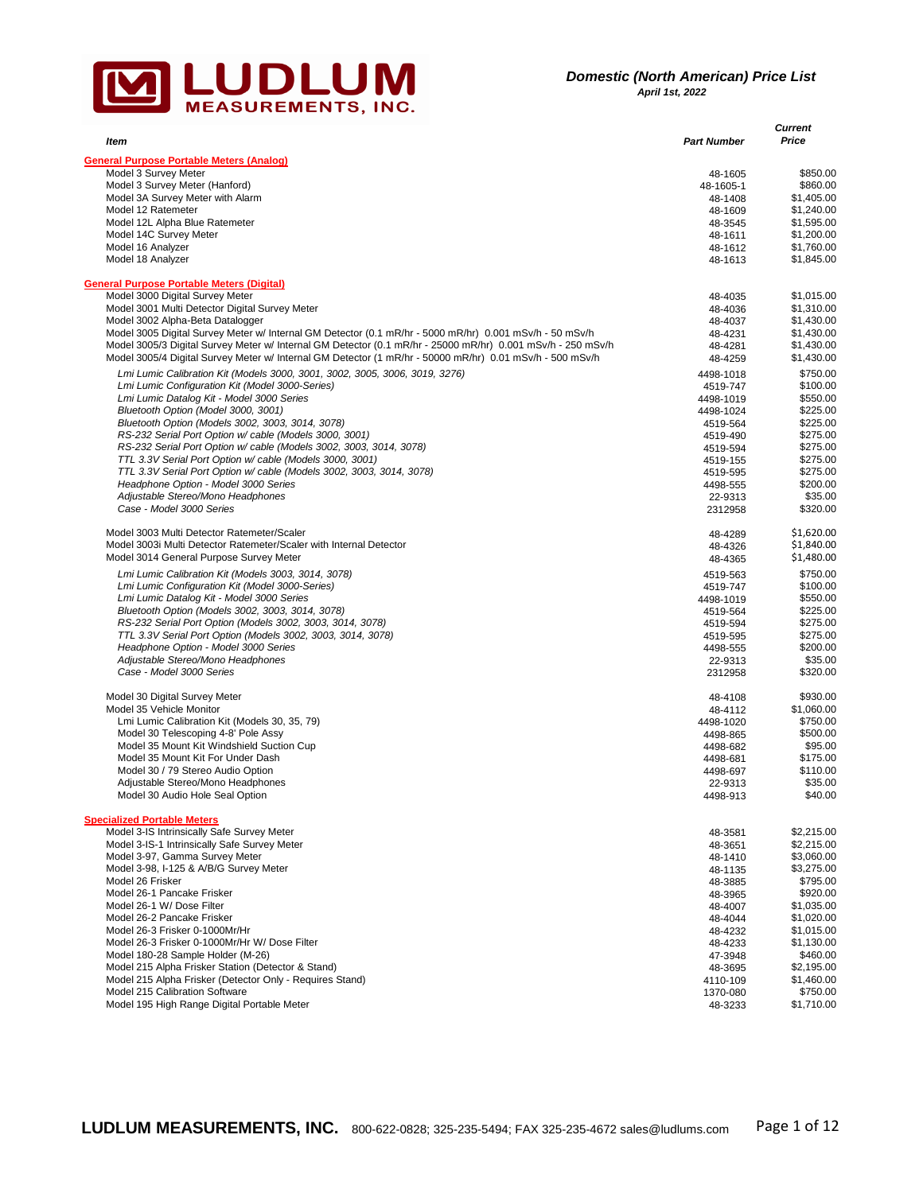# LUDLUM MEASUREMENTS, INC.

***Domestic (North American) Price List***
***April 1st, 2022***

| *Item* | *Part Number* | *Current Price* |
|---|---|---|
| **General Purpose Portable Meters (Analog)** | | |
| Model 3 Survey Meter | 48-1605 | $850.00 |
| Model 3 Survey Meter (Hanford) | 48-1605-1 | $860.00 |
| Model 3A Survey Meter with Alarm | 48-1408 | $1,405.00 |
| Model 12 Ratemeter | 48-1609 | $1,240.00 |
| Model 12L Alpha Blue Ratemeter | 48-3545 | $1,595.00 |
| Model 14C Survey Meter | 48-1611 | $1,200.00 |
| Model 16 Analyzer | 48-1612 | $1,760.00 |
| Model 18 Analyzer | 48-1613 | $1,845.00 |
| **General Purpose Portable Meters (Digital)** | | |
| Model 3000 Digital Survey Meter | 48-4035 | $1,015.00 |
| Model 3001 Multi Detector Digital Survey Meter | 48-4036 | $1,310.00 |
| Model 3002 Alpha-Beta Datalogger | 48-4037 | $1,430.00 |
| Model 3005 Digital Survey Meter w/ Internal GM Detector (0.1 mR/hr - 5000 mR/hr) 0.001 mSv/h - 50 mSv/h | 48-4231 | $1,430.00 |
| Model 3005/3 Digital Survey Meter w/ Internal GM Detector (0.1 mR/hr - 25000 mR/hr) 0.001 mSv/h - 250 mSv/h | 48-4281 | $1,430.00 |
| Model 3005/4 Digital Survey Meter w/ Internal GM Detector (1 mR/hr - 50000 mR/hr) 0.01 mSv/h - 500 mSv/h | 48-4259 | $1,430.00 |
| *Lmi Lumic Calibration Kit (Models 3000, 3001, 3002, 3005, 3006, 3019, 3276)* | 4498-1018 | $750.00 |
| *Lmi Lumic Configuration Kit (Model 3000-Series)* | 4519-747 | $100.00 |
| *Lmi Lumic Datalog Kit - Model 3000 Series* | 4498-1019 | $550.00 |
| *Bluetooth Option (Model 3000, 3001)* | 4498-1024 | $225.00 |
| *Bluetooth Option (Models 3002, 3003, 3014, 3078)* | 4519-564 | $225.00 |
| *RS-232 Serial Port Option w/ cable (Models 3000, 3001)* | 4519-490 | $275.00 |
| *RS-232 Serial Port Option w/ cable (Models 3002, 3003, 3014, 3078)* | 4519-594 | $275.00 |
| *TTL 3.3V Serial Port Option w/ cable (Models 3000, 3001)* | 4519-155 | $275.00 |
| *TTL 3.3V Serial Port Option w/ cable (Models 3002, 3003, 3014, 3078)* | 4519-595 | $275.00 |
| *Headphone Option - Model 3000 Series* | 4498-555 | $200.00 |
| *Adjustable Stereo/Mono Headphones* | 22-9313 | $35.00 |
| *Case - Model 3000 Series* | 2312958 | $320.00 |
| Model 3003 Multi Detector Ratemeter/Scaler | 48-4289 | $1,620.00 |
| Model 3003i Multi Detector Ratemeter/Scaler with Internal Detector | 48-4326 | $1,840.00 |
| Model 3014 General Purpose Survey Meter | 48-4365 | $1,480.00 |
| *Lmi Lumic Calibration Kit (Models 3003, 3014, 3078)* | 4519-563 | $750.00 |
| *Lmi Lumic Configuration Kit (Model 3000-Series)* | 4519-747 | $100.00 |
| *Lmi Lumic Datalog Kit - Model 3000 Series* | 4498-1019 | $550.00 |
| *Bluetooth Option (Models 3002, 3003, 3014, 3078)* | 4519-564 | $225.00 |
| *RS-232 Serial Port Option (Models 3002, 3003, 3014, 3078)* | 4519-594 | $275.00 |
| *TTL 3.3V Serial Port Option (Models 3002, 3003, 3014, 3078)* | 4519-595 | $275.00 |
| *Headphone Option - Model 3000 Series* | 4498-555 | $200.00 |
| *Adjustable Stereo/Mono Headphones* | 22-9313 | $35.00 |
| *Case - Model 3000 Series* | 2312958 | $320.00 |
| Model 30 Digital Survey Meter | 48-4108 | $930.00 |
| Model 35 Vehicle Monitor | 48-4112 | $1,060.00 |
| Lmi Lumic Calibration Kit (Models 30, 35, 79) | 4498-1020 | $750.00 |
| Model 30 Telescoping 4-8' Pole Assy | 4498-865 | $500.00 |
| Model 35 Mount Kit Windshield Suction Cup | 4498-682 | $95.00 |
| Model 35 Mount Kit For Under Dash | 4498-681 | $175.00 |
| Model 30 / 79 Stereo Audio Option | 4498-697 | $110.00 |
| Adjustable Stereo/Mono Headphones | 22-9313 | $35.00 |
| Model 30 Audio Hole Seal Option | 4498-913 | $40.00 |
| **Specialized Portable Meters** | | |
| Model 3-IS Intrinsically Safe Survey Meter | 48-3581 | $2,215.00 |
| Model 3-IS-1 Intrinsically Safe Survey Meter | 48-3651 | $2,215.00 |
| Model 3-97, Gamma Survey Meter | 48-1410 | $3,060.00 |
| Model 3-98, I-125 & A/B/G Survey Meter | 48-1135 | $3,275.00 |
| Model 26 Frisker | 48-3885 | $795.00 |
| Model 26-1 Pancake Frisker | 48-3965 | $920.00 |
| Model 26-1 W/ Dose Filter | 48-4007 | $1,035.00 |
| Model 26-2 Pancake Frisker | 48-4044 | $1,020.00 |
| Model 26-3 Frisker 0-1000Mr/Hr | 48-4232 | $1,015.00 |
| Model 26-3 Frisker 0-1000Mr/Hr W/ Dose Filter | 48-4233 | $1,130.00 |
| Model 180-28 Sample Holder (M-26) | 47-3948 | $460.00 |
| Model 215 Alpha Frisker Station (Detector & Stand) | 48-3695 | $2,195.00 |
| Model 215 Alpha Frisker (Detector Only - Requires Stand) | 4110-109 | $1,460.00 |
| Model 215 Calibration Software | 1370-080 | $750.00 |
| Model 195 High Range Digital Portable Meter | 48-3233 | $1,710.00 |

**LUDLUM MEASUREMENTS, INC.** 800-622-0828; 325-235-5494; FAX 325-235-4672 sales@ludlums.com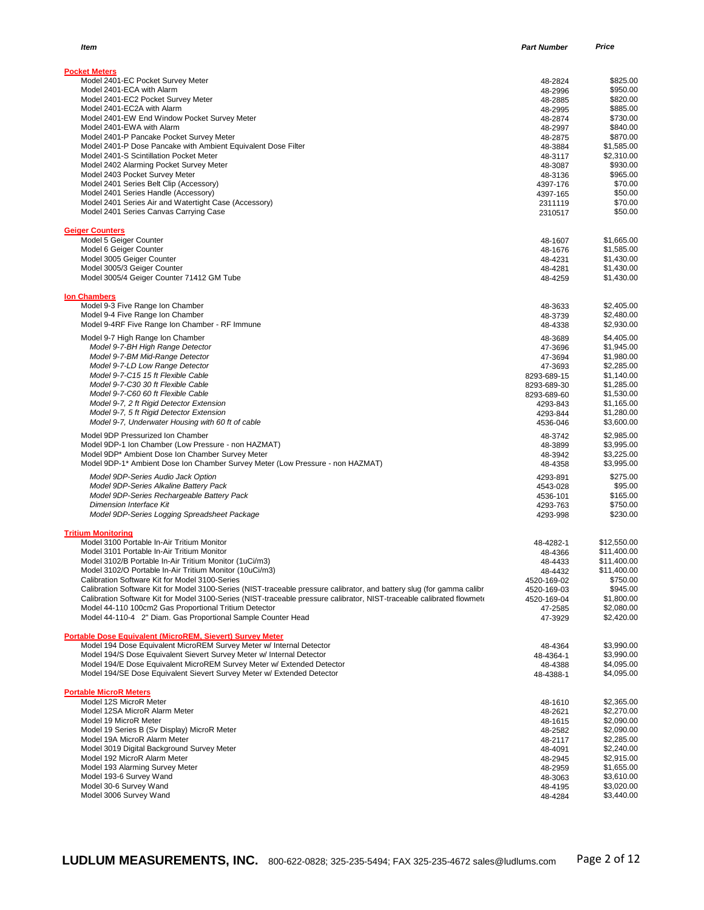| Item | Part Number | Price |
|---|---|---|
| **Pocket Meters** | | |
| Model 2401-EC Pocket Survey Meter | 48-2824 | $825.00 |
| Model 2401-ECA with Alarm | 48-2996 | $950.00 |
| Model 2401-EC2 Pocket Survey Meter | 48-2885 | $820.00 |
| Model 2401-EC2A with Alarm | 48-2995 | $885.00 |
| Model 2401-EW End Window Pocket Survey Meter | 48-2874 | $730.00 |
| Model 2401-EWA with Alarm | 48-2997 | $840.00 |
| Model 2401-P Pancake Pocket Survey Meter | 48-2875 | $870.00 |
| Model 2401-P Dose Pancake with Ambient Equivalent Dose Filter | 48-3884 | $1,585.00 |
| Model 2401-S Scintillation Pocket Meter | 48-3117 | $2,310.00 |
| Model 2402 Alarming Pocket Survey Meter | 48-3087 | $930.00 |
| Model 2403 Pocket Survey Meter | 48-3136 | $965.00 |
| Model 2401 Series Belt Clip (Accessory) | 4397-176 | $70.00 |
| Model 2401 Series Handle (Accessory) | 4397-165 | $50.00 |
| Model 2401 Series Air and Watertight Case (Accessory) | 2311119 | $70.00 |
| Model 2401 Series Canvas Carrying Case | 2310517 | $50.00 |
| **Geiger Counters** | | |
| Model 5 Geiger Counter | 48-1607 | $1,665.00 |
| Model 6 Geiger Counter | 48-1676 | $1,585.00 |
| Model 3005 Geiger Counter | 48-4231 | $1,430.00 |
| Model 3005/3 Geiger Counter | 48-4281 | $1,430.00 |
| Model 3005/4 Geiger Counter 71412 GM Tube | 48-4259 | $1,430.00 |
| **Ion Chambers** | | |
| Model 9-3 Five Range Ion Chamber | 48-3633 | $2,405.00 |
| Model 9-4 Five Range Ion Chamber | 48-3739 | $2,480.00 |
| Model 9-4RF Five Range Ion Chamber - RF Immune | 48-4338 | $2,930.00 |
| Model 9-7 High Range Ion Chamber | 48-3689 | $4,405.00 |
| *Model 9-7-BH High Range Detector* | 47-3696 | $1,945.00 |
| *Model 9-7-BM Mid-Range Detector* | 47-3694 | $1,980.00 |
| *Model 9-7-LD Low Range Detector* | 47-3693 | $2,285.00 |
| *Model 9-7-C15 15 ft Flexible Cable* | 8293-689-15 | $1,140.00 |
| *Model 9-7-C30 30 ft Flexible Cable* | 8293-689-30 | $1,285.00 |
| *Model 9-7-C60 60 ft Flexible Cable* | 8293-689-60 | $1,530.00 |
| *Model 9-7, 2 ft Rigid Detector Extension* | 4293-843 | $1,165.00 |
| *Model 9-7, 5 ft Rigid Detector Extension* | 4293-844 | $1,280.00 |
| *Model 9-7, Underwater Housing with 60 ft of cable* | 4536-046 | $3,600.00 |
| Model 9DP Pressurized Ion Chamber | 48-3742 | $2,985.00 |
| Model 9DP-1 Ion Chamber (Low Pressure - non HAZMAT) | 48-3899 | $3,995.00 |
| Model 9DP* Ambient Dose Ion Chamber Survey Meter | 48-3942 | $3,225.00 |
| Model 9DP-1* Ambient Dose Ion Chamber Survey Meter (Low Pressure - non HAZMAT) | 48-4358 | $3,995.00 |
| *Model 9DP-Series Audio Jack Option* | 4293-891 | $275.00 |
| *Model 9DP-Series Alkaline Battery Pack* | 4543-028 | $95.00 |
| *Model 9DP-Series Rechargeable Battery Pack* | 4536-101 | $165.00 |
| *Dimension Interface Kit* | 4293-763 | $750.00 |
| *Model 9DP-Series Logging Spreadsheet Package* | 4293-998 | $230.00 |
| **Tritium Monitoring** | | |
| Model 3100 Portable In-Air Tritium Monitor | 48-4282-1 | $12,550.00 |
| Model 3101 Portable In-Air Tritium Monitor | 48-4366 | $11,400.00 |
| Model 3102/B Portable In-Air Tritium Monitor (1uCi/m3) | 48-4433 | $11,400.00 |
| Model 3102/O Portable In-Air Tritium Monitor (10uCi/m3) | 48-4432 | $11,400.00 |
| Calibration Software Kit for Model 3100-Series | 4520-169-02 | $750.00 |
| Calibration Software Kit for Model 3100-Series (NIST-traceable pressure calibrator, and battery slug (for gamma calibr | 4520-169-03 | $945.00 |
| Calibration Software Kit for Model 3100-Series (NIST-traceable pressure calibrator, NIST-traceable calibrated flowmete | 4520-169-04 | $1,800.00 |
| Model 44-110 100cm2 Gas Proportional Tritium Detector | 47-2585 | $2,080.00 |
| Model 44-110-4 2" Diam. Gas Proportional Sample Counter Head | 47-3929 | $2,420.00 |
| **Portable Dose Equivalent (MicroREM, Sievert) Survey Meter** | | |
| Model 194 Dose Equivalent MicroREM Survey Meter w/ Internal Detector | 48-4364 | $3,990.00 |
| Model 194/S Dose Equivalent Sievert Survey Meter w/ Internal Detector | 48-4364-1 | $3,990.00 |
| Model 194/E Dose Equivalent MicroREM Survey Meter w/ Extended Detector | 48-4388 | $4,095.00 |
| Model 194/SE Dose Equivalent Sievert Survey Meter w/ Extended Detector | 48-4388-1 | $4,095.00 |
| **Portable MicroR Meters** | | |
| Model 12S MicroR Meter | 48-1610 | $2,365.00 |
| Model 12SA MicroR Alarm Meter | 48-2621 | $2,270.00 |
| Model 19 MicroR Meter | 48-1615 | $2,090.00 |
| Model 19 Series B (Sv Display) MicroR Meter | 48-2582 | $2,090.00 |
| Model 19A MicroR Alarm Meter | 48-2117 | $2,285.00 |
| Model 3019 Digital Background Survey Meter | 48-4091 | $2,240.00 |
| Model 192 MicroR Alarm Meter | 48-2945 | $2,915.00 |
| Model 193 Alarming Survey Meter | 48-2959 | $1,655.00 |
| Model 193-6 Survey Wand | 48-3063 | $3,610.00 |
| Model 30-6 Survey Wand | 48-4195 | $3,020.00 |
| Model 3006 Survey Wand | 48-4284 | $3,440.00 |

**LUDLUM MEASUREMENTS, INC.** 800-622-0828; 325-235-5494; FAX 325-235-4672 sales@ludlums.com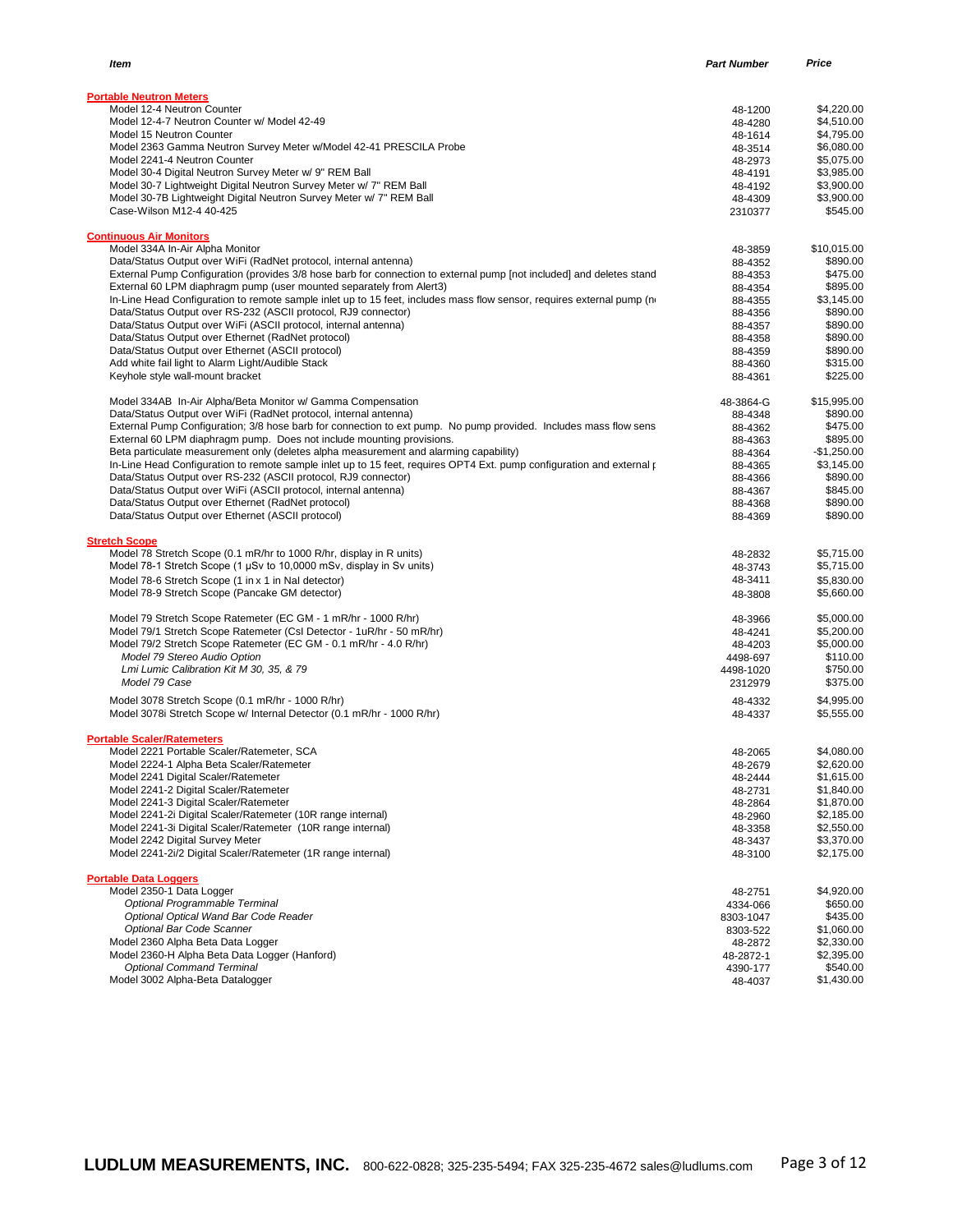| Item | Part Number | Price |
|---|---|---|
| **Portable Neutron Meters** | | |
| Model 12-4 Neutron Counter | 48-1200 | $4,220.00 |
| Model 12-4-7 Neutron Counter w/ Model 42-49 | 48-4280 | $4,510.00 |
| Model 15 Neutron Counter | 48-1614 | $4,795.00 |
| Model 2363 Gamma Neutron Survey Meter w/Model 42-41 PRESCILA Probe | 48-3514 | $6,080.00 |
| Model 2241-4 Neutron Counter | 48-2973 | $5,075.00 |
| Model 30-4 Digital Neutron Survey Meter w/ 9" REM Ball | 48-4191 | $3,985.00 |
| Model 30-7 Lightweight Digital Neutron Survey Meter w/ 7" REM Ball | 48-4192 | $3,900.00 |
| Model 30-7B Lightweight Digital Neutron Survey Meter w/ 7" REM Ball | 48-4309 | $3,900.00 |
| Case-Wilson M12-4 40-425 | 2310377 | $545.00 |
| **Continuous Air Monitors** | | |
| Model 334A In-Air Alpha Monitor | 48-3859 | $10,015.00 |
| Data/Status Output over WiFi (RadNet protocol, internal antenna) | 88-4352 | $890.00 |
| External Pump Configuration (provides 3/8 hose barb for connection to external pump [not included] and deletes stand | 88-4353 | $475.00 |
| External 60 LPM diaphragm pump (user mounted separately from Alert3) | 88-4354 | $895.00 |
| In-Line Head Configuration to remote sample inlet up to 15 feet, includes mass flow sensor, requires external pump (n | 88-4355 | $3,145.00 |
| Data/Status Output over RS-232 (ASCII protocol, RJ9 connector) | 88-4356 | $890.00 |
| Data/Status Output over WiFi (ASCII protocol, internal antenna) | 88-4357 | $890.00 |
| Data/Status Output over Ethernet (RadNet protocol) | 88-4358 | $890.00 |
| Data/Status Output over Ethernet (ASCII protocol) | 88-4359 | $890.00 |
| Add white fail light to Alarm Light/Audible Stack | 88-4360 | $315.00 |
| Keyhole style wall-mount bracket | 88-4361 | $225.00 |
| Model 334AB In-Air Alpha/Beta Monitor w/ Gamma Compensation | 48-3864-G | $15,995.00 |
| Data/Status Output over WiFi (RadNet protocol, internal antenna) | 88-4348 | $890.00 |
| External Pump Configuration; 3/8 hose barb for connection to ext pump. No pump provided. Includes mass flow sens | 88-4362 | $475.00 |
| External 60 LPM diaphragm pump. Does not include mounting provisions. | 88-4363 | $895.00 |
| Beta particulate measurement only (deletes alpha measurement and alarming capability) | 88-4364 | -$1,250.00 |
| In-Line Head Configuration to remote sample inlet up to 15 feet, requires OPT4 Ext. pump configuration and external p | 88-4365 | $3,145.00 |
| Data/Status Output over RS-232 (ASCII protocol, RJ9 connector) | 88-4366 | $890.00 |
| Data/Status Output over WiFi (ASCII protocol, internal antenna) | 88-4367 | $845.00 |
| Data/Status Output over Ethernet (RadNet protocol) | 88-4368 | $890.00 |
| Data/Status Output over Ethernet (ASCII protocol) | 88-4369 | $890.00 |
| **Stretch Scope** | | |
| Model 78 Stretch Scope (0.1 mR/hr to 1000 R/hr, display in R units) | 48-2832 | $5,715.00 |
| Model 78-1 Stretch Scope (1 μSv to 10,0000 mSv, display in Sv units) | 48-3743 | $5,715.00 |
| Model 78-6 Stretch Scope (1 in x 1 in NaI detector) | 48-3411 | $5,830.00 |
| Model 78-9 Stretch Scope (Pancake GM detector) | 48-3808 | $5,660.00 |
| Model 79 Stretch Scope Ratemeter (EC GM - 1 mR/hr - 1000 R/hr) | 48-3966 | $5,000.00 |
| Model 79/1 Stretch Scope Ratemeter (CsI Detector - 1uR/hr - 50 mR/hr) | 48-4241 | $5,200.00 |
| Model 79/2 Stretch Scope Ratemeter (EC GM - 0.1 mR/hr - 4.0 R/hr) | 48-4203 | $5,000.00 |
| *Model 79 Stereo Audio Option* | 4498-697 | $110.00 |
| *Lmi Lumic Calibration Kit M 30, 35, & 79* | 4498-1020 | $750.00 |
| *Model 79 Case* | 2312979 | $375.00 |
| Model 3078 Stretch Scope (0.1 mR/hr - 1000 R/hr) | 48-4332 | $4,995.00 |
| Model 3078i Stretch Scope w/ Internal Detector (0.1 mR/hr - 1000 R/hr) | 48-4337 | $5,555.00 |
| **Portable Scaler/Ratemeters** | | |
| Model 2221 Portable Scaler/Ratemeter, SCA | 48-2065 | $4,080.00 |
| Model 2224-1 Alpha Beta Scaler/Ratemeter | 48-2679 | $2,620.00 |
| Model 2241 Digital Scaler/Ratemeter | 48-2444 | $1,615.00 |
| Model 2241-2 Digital Scaler/Ratemeter | 48-2731 | $1,840.00 |
| Model 2241-3 Digital Scaler/Ratemeter | 48-2864 | $1,870.00 |
| Model 2241-2i Digital Scaler/Ratemeter (10R range internal) | 48-2960 | $2,185.00 |
| Model 2241-3i Digital Scaler/Ratemeter (10R range internal) | 48-3358 | $2,550.00 |
| Model 2242 Digital Survey Meter | 48-3437 | $3,370.00 |
| Model 2241-2i/2 Digital Scaler/Ratemeter (1R range internal) | 48-3100 | $2,175.00 |
| **Portable Data Loggers** | | |
| Model 2350-1 Data Logger | 48-2751 | $4,920.00 |
| *Optional Programmable Terminal* | 4334-066 | $650.00 |
| *Optional Optical Wand Bar Code Reader* | 8303-1047 | $435.00 |
| *Optional Bar Code Scanner* | 8303-522 | $1,060.00 |
| Model 2360 Alpha Beta Data Logger | 48-2872 | $2,330.00 |
| Model 2360-H Alpha Beta Data Logger (Hanford) | 48-2872-1 | $2,395.00 |
| *Optional Command Terminal* | 4390-177 | $540.00 |
| Model 3002 Alpha-Beta Datalogger | 48-4037 | $1,430.00 |

**LUDLUM MEASUREMENTS, INC.** 800-622-0828; 325-235-5494; FAX 325-235-4672 sales@ludlums.com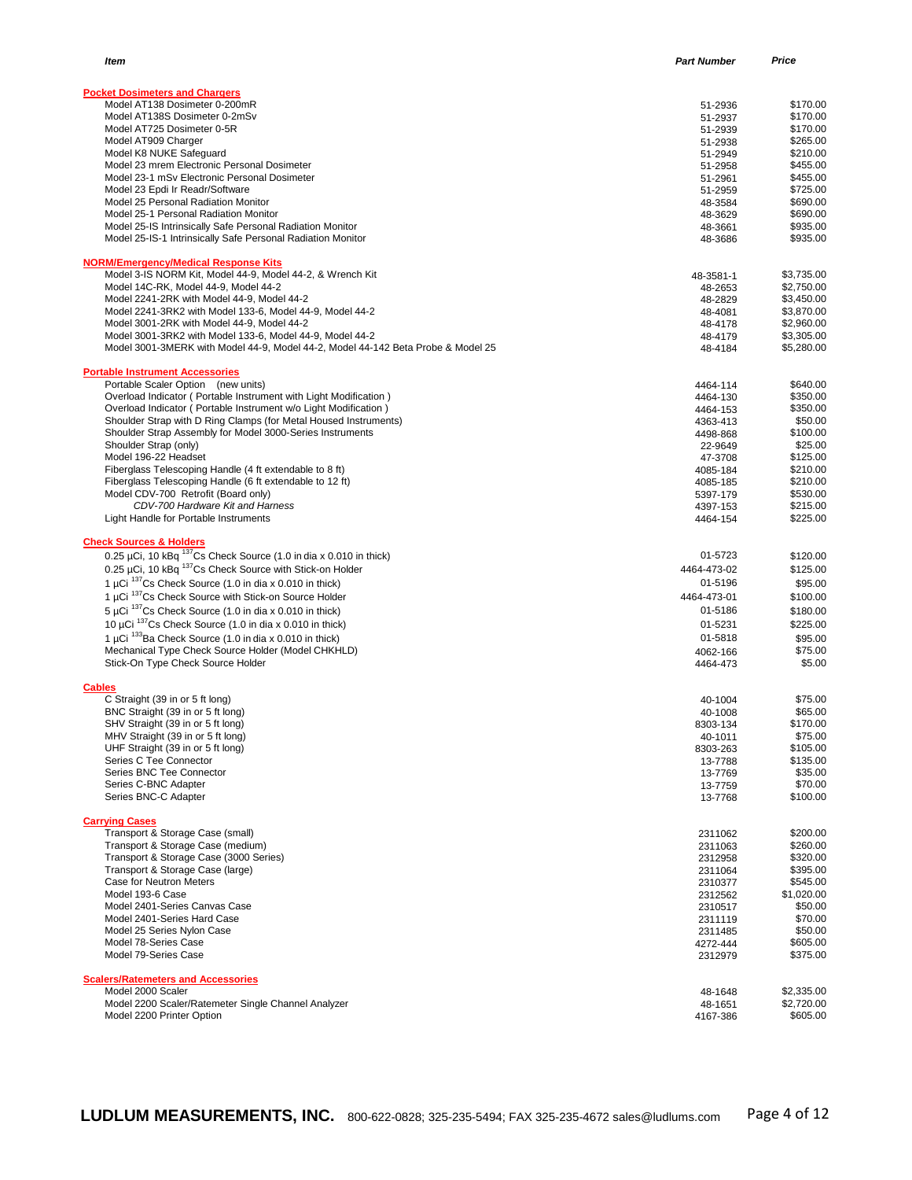| Item | Part Number | Price |
|---|---|---|
| **Pocket Dosimeters and Chargers** | | |
| Model AT138 Dosimeter 0-200mR | 51-2936 | $170.00 |
| Model AT138S Dosimeter 0-2mSv | 51-2937 | $170.00 |
| Model AT725 Dosimeter 0-5R | 51-2939 | $170.00 |
| Model AT909 Charger | 51-2938 | $265.00 |
| Model K8 NUKE Safeguard | 51-2949 | $210.00 |
| Model 23 mrem Electronic Personal Dosimeter | 51-2958 | $455.00 |
| Model 23-1 mSv Electronic Personal Dosimeter | 51-2961 | $455.00 |
| Model 23 Epdi Ir Readr/Software | 51-2959 | $725.00 |
| Model 25 Personal Radiation Monitor | 48-3584 | $690.00 |
| Model 25-1 Personal Radiation Monitor | 48-3629 | $690.00 |
| Model 25-IS Intrinsically Safe Personal Radiation Monitor | 48-3661 | $935.00 |
| Model 25-IS-1 Intrinsically Safe Personal Radiation Monitor | 48-3686 | $935.00 |
| **NORM/Emergency/Medical Response Kits** | | |
| Model 3-IS NORM Kit, Model 44-9, Model 44-2, & Wrench Kit | 48-3581-1 | $3,735.00 |
| Model 14C-RK, Model 44-9, Model 44-2 | 48-2653 | $2,750.00 |
| Model 2241-2RK with Model 44-9, Model 44-2 | 48-2829 | $3,450.00 |
| Model 2241-3RK2 with Model 133-6, Model 44-9, Model 44-2 | 48-4081 | $3,870.00 |
| Model 3001-2RK with Model 44-9, Model 44-2 | 48-4178 | $2,960.00 |
| Model 3001-3RK2 with Model 133-6, Model 44-9, Model 44-2 | 48-4179 | $3,305.00 |
| Model 3001-3MERK with Model 44-9, Model 44-2, Model 44-142 Beta Probe & Model 25 | 48-4184 | $5,280.00 |
| **Portable Instrument Accessories** | | |
| Portable Scaler Option (new units) | 4464-114 | $640.00 |
| Overload Indicator ( Portable Instrument with Light Modification ) | 4464-130 | $350.00 |
| Overload Indicator ( Portable Instrument w/o Light Modification ) | 4464-153 | $350.00 |
| Shoulder Strap with D Ring Clamps (for Metal Housed Instruments) | 4363-413 | $50.00 |
| Shoulder Strap Assembly for Model 3000-Series Instruments | 4498-868 | $100.00 |
| Shoulder Strap (only) | 22-9649 | $25.00 |
| Model 196-22 Headset | 47-3708 | $125.00 |
| Fiberglass Telescoping Handle (4 ft extendable to 8 ft) | 4085-184 | $210.00 |
| Fiberglass Telescoping Handle (6 ft extendable to 12 ft) | 4085-185 | $210.00 |
| Model CDV-700 Retrofit (Board only) | 5397-179 | $530.00 |
| *CDV-700 Hardware Kit and Harness* | 4397-153 | $215.00 |
| Light Handle for Portable Instruments | 4464-154 | $225.00 |
| **Check Sources & Holders** | | |
| 0.25 µCi, 10 kBq $^{137}$Cs Check Source (1.0 in dia x 0.010 in thick) | 01-5723 | $120.00 |
| 0.25 µCi, 10 kBq $^{137}$Cs Check Source with Stick-on Holder | 4464-473-02 | $125.00 |
| 1 µCi $^{137}$Cs Check Source (1.0 in dia x 0.010 in thick) | 01-5196 | $95.00 |
| 1 µCi $^{137}$Cs Check Source with Stick-on Source Holder | 4464-473-01 | $100.00 |
| 5 µCi $^{137}$Cs Check Source (1.0 in dia x 0.010 in thick) | 01-5186 | $180.00 |
| 10 µCi $^{137}$Cs Check Source (1.0 in dia x 0.010 in thick) | 01-5231 | $225.00 |
| 1 µCi $^{133}$Ba Check Source (1.0 in dia x 0.010 in thick) | 01-5818 | $95.00 |
| Mechanical Type Check Source Holder (Model CHKHLD) | 4062-166 | $75.00 |
| Stick-On Type Check Source Holder | 4464-473 | $5.00 |
| **Cables** | | |
| C Straight (39 in or 5 ft long) | 40-1004 | $75.00 |
| BNC Straight (39 in or 5 ft long) | 40-1008 | $65.00 |
| SHV Straight (39 in or 5 ft long) | 8303-134 | $170.00 |
| MHV Straight (39 in or 5 ft long) | 40-1011 | $75.00 |
| UHF Straight (39 in or 5 ft long) | 8303-263 | $105.00 |
| Series C Tee Connector | 13-7788 | $135.00 |
| Series BNC Tee Connector | 13-7769 | $35.00 |
| Series C-BNC Adapter | 13-7759 | $70.00 |
| Series BNC-C Adapter | 13-7768 | $100.00 |
| **Carrying Cases** | | |
| Transport & Storage Case (small) | 2311062 | $200.00 |
| Transport & Storage Case (medium) | 2311063 | $260.00 |
| Transport & Storage Case (3000 Series) | 2312958 | $320.00 |
| Transport & Storage Case (large) | 2311064 | $395.00 |
| Case for Neutron Meters | 2310377 | $545.00 |
| Model 193-6 Case | 2312562 | $1,020.00 |
| Model 2401-Series Canvas Case | 2310517 | $50.00 |
| Model 2401-Series Hard Case | 2311119 | $70.00 |
| Model 25 Series Nylon Case | 2311485 | $50.00 |
| Model 78-Series Case | 4272-444 | $605.00 |
| Model 79-Series Case | 2312979 | $375.00 |
| **Scalers/Ratemeters and Accessories** | | |
| Model 2000 Scaler | 48-1648 | $2,335.00 |
| Model 2200 Scaler/Ratemeter Single Channel Analyzer | 48-1651 | $2,720.00 |
| Model 2200 Printer Option | 4167-386 | $605.00 |

**LUDLUM MEASUREMENTS, INC.** 800-622-0828; 325-235-5494; FAX 325-235-4672 sales@ludlums.com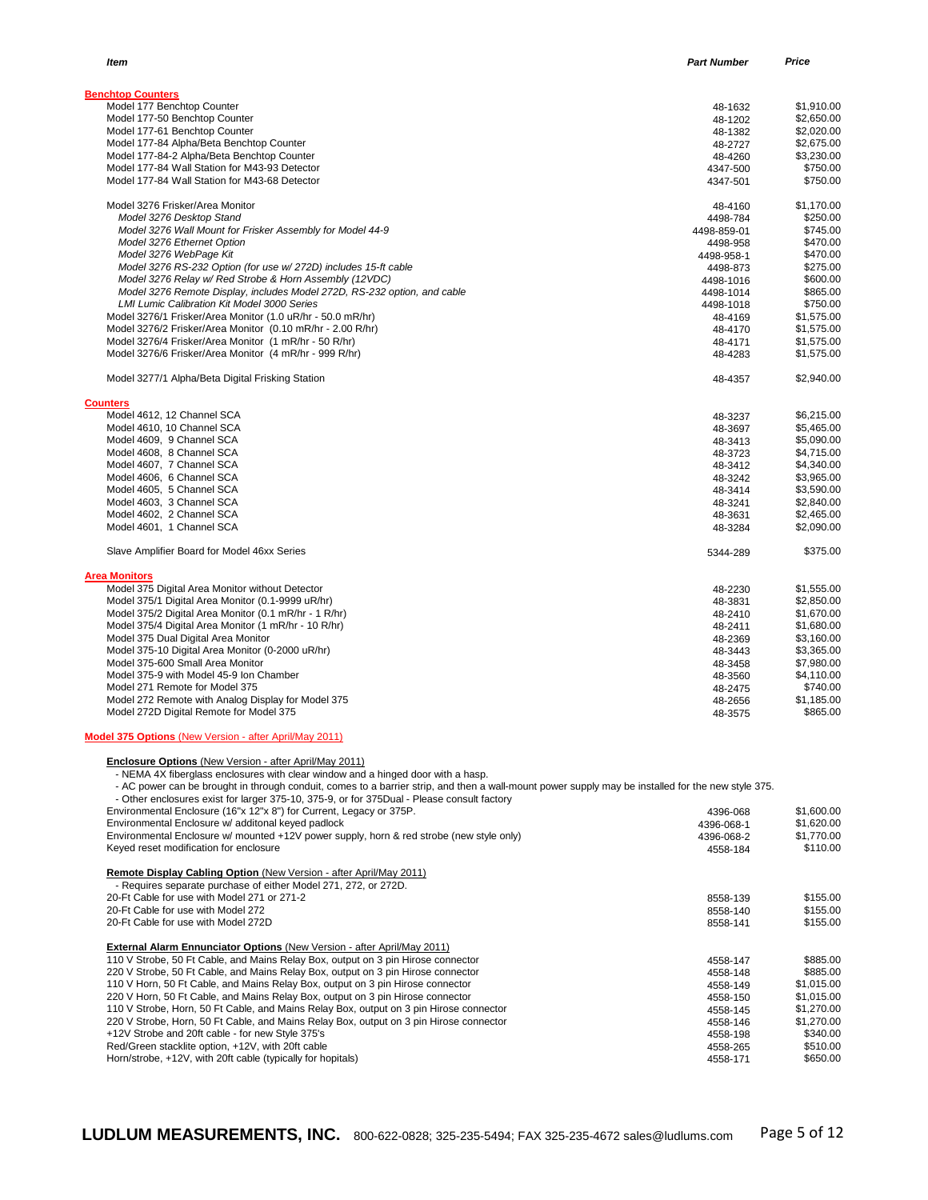| Item | Part Number | Price |
|---|---|---|
| **Benchtop Counters** | | |
| Model 177 Benchtop Counter | 48-1632 | $1,910.00 |
| Model 177-50 Benchtop Counter | 48-1202 | $2,650.00 |
| Model 177-61 Benchtop Counter | 48-1382 | $2,020.00 |
| Model 177-84 Alpha/Beta Benchtop Counter | 48-2727 | $2,675.00 |
| Model 177-84-2 Alpha/Beta Benchtop Counter | 48-4260 | $3,230.00 |
| Model 177-84 Wall Station for M43-93 Detector | 4347-500 | $750.00 |
| Model 177-84 Wall Station for M43-68 Detector | 4347-501 | $750.00 |
| | | |
| Model 3276 Frisker/Area Monitor | 48-4160 | $1,170.00 |
| *Model 3276 Desktop Stand* | 4498-784 | $250.00 |
| *Model 3276 Wall Mount for Frisker Assembly for Model 44-9* | 4498-859-01 | $745.00 |
| *Model 3276 Ethernet Option* | 4498-958 | $470.00 |
| *Model 3276 WebPage Kit* | 4498-958-1 | $470.00 |
| *Model 3276 RS-232 Option (for use w/ 272D) includes 15-ft cable* | 4498-873 | $275.00 |
| *Model 3276 Relay w/ Red Strobe & Horn Assembly (12VDC)* | 4498-1016 | $600.00 |
| *Model 3276 Remote Display, includes Model 272D, RS-232 option, and cable* | 4498-1014 | $865.00 |
| *LMI Lumic Calibration Kit Model 3000 Series* | 4498-1018 | $750.00 |
| Model 3276/1 Frisker/Area Monitor (1.0 uR/hr - 50.0 mR/hr) | 48-4169 | $1,575.00 |
| Model 3276/2 Frisker/Area Monitor (0.10 mR/hr - 2.00 R/hr) | 48-4170 | $1,575.00 |
| Model 3276/4 Frisker/Area Monitor (1 mR/hr - 50 R/hr) | 48-4171 | $1,575.00 |
| Model 3276/6 Frisker/Area Monitor (4 mR/hr - 999 R/hr) | 48-4283 | $1,575.00 |
| | | |
| Model 3277/1 Alpha/Beta Digital Frisking Station | 48-4357 | $2,940.00 |
| **Counters** | | |
| Model 4612, 12 Channel SCA | 48-3237 | $6,215.00 |
| Model 4610, 10 Channel SCA | 48-3697 | $5,465.00 |
| Model 4609, 9 Channel SCA | 48-3413 | $5,090.00 |
| Model 4608, 8 Channel SCA | 48-3723 | $4,715.00 |
| Model 4607, 7 Channel SCA | 48-3412 | $4,340.00 |
| Model 4606, 6 Channel SCA | 48-3242 | $3,965.00 |
| Model 4605, 5 Channel SCA | 48-3414 | $3,590.00 |
| Model 4603, 3 Channel SCA | 48-3241 | $2,840.00 |
| Model 4602, 2 Channel SCA | 48-3631 | $2,465.00 |
| Model 4601, 1 Channel SCA | 48-3284 | $2,090.00 |
| | | |
| Slave Amplifier Board for Model 46xx Series | 5344-289 | $375.00 |
| **Area Monitors** | | |
| Model 375 Digital Area Monitor without Detector | 48-2230 | $1,555.00 |
| Model 375/1 Digital Area Monitor (0.1-9999 uR/hr) | 48-3831 | $2,850.00 |
| Model 375/2 Digital Area Monitor (0.1 mR/hr - 1 R/hr) | 48-2410 | $1,670.00 |
| Model 375/4 Digital Area Monitor (1 mR/hr - 10 R/hr) | 48-2411 | $1,680.00 |
| Model 375 Dual Digital Area Monitor | 48-2369 | $3,160.00 |
| Model 375-10 Digital Area Monitor (0-2000 uR/hr) | 48-3443 | $3,365.00 |
| Model 375-600 Small Area Monitor | 48-3458 | $7,980.00 |
| Model 375-9 with Model 45-9 Ion Chamber | 48-3560 | $4,110.00 |
| Model 271 Remote for Model 375 | 48-2475 | $740.00 |
| Model 272 Remote with Analog Display for Model 375 | 48-2656 | $1,185.00 |
| Model 272D Digital Remote for Model 375 | 48-3575 | $865.00 |

**Model 375 Options** (New Version - after April/May 2011)

**Enclosure Options** (New Version - after April/May 2011)

- NEMA 4X fiberglass enclosures with clear window and a hinged door with a hasp.
- AC power can be brought in through conduit, comes to a barrier strip, and then a wall-mount power supply may be installed for the new style 375.
- Other enclosures exist for larger 375-10, 375-9, or for 375Dual - Please consult factory

| Item | Part Number | Price |
|---|---|---|
| Environmental Enclosure (16"x 12"x 8") for Current, Legacy or 375P. | 4396-068 | $1,600.00 |
| Environmental Enclosure w/ additonal keyed padlock | 4396-068-1 | $1,620.00 |
| Environmental Enclosure w/ mounted +12V power supply, horn & red strobe (new style only) | 4396-068-2 | $1,770.00 |
| Keyed reset modification for enclosure | 4558-184 | $110.00 |

**Remote Display Cabling Option** (New Version - after April/May 2011)

- Requires separate purchase of either Model 271, 272, or 272D.

| Item | Part Number | Price |
|---|---|---|
| 20-Ft Cable for use with Model 271 or 271-2 | 8558-139 | $155.00 |
| 20-Ft Cable for use with Model 272 | 8558-140 | $155.00 |
| 20-Ft Cable for use with Model 272D | 8558-141 | $155.00 |

**External Alarm Ennunciator Options** (New Version - after April/May 2011)

| Item | Part Number | Price |
|---|---|---|
| 110 V Strobe, 50 Ft Cable, and Mains Relay Box, output on 3 pin Hirose connector | 4558-147 | $885.00 |
| 220 V Strobe, 50 Ft Cable, and Mains Relay Box, output on 3 pin Hirose connector | 4558-148 | $885.00 |
| 110 V Horn, 50 Ft Cable, and Mains Relay Box, output on 3 pin Hirose connector | 4558-149 | $1,015.00 |
| 220 V Horn, 50 Ft Cable, and Mains Relay Box, output on 3 pin Hirose connector | 4558-150 | $1,015.00 |
| 110 V Strobe, Horn, 50 Ft Cable, and Mains Relay Box, output on 3 pin Hirose connector | 4558-145 | $1,270.00 |
| 220 V Strobe, Horn, 50 Ft Cable, and Mains Relay Box, output on 3 pin Hirose connector | 4558-146 | $1,270.00 |
| +12V Strobe and 20ft cable - for new Style 375's | 4558-198 | $340.00 |
| Red/Green stacklite option, +12V, with 20ft cable | 4558-265 | $510.00 |
| Horn/strobe, +12V, with 20ft cable (typically for hopitals) | 4558-171 | $650.00 |

**LUDLUM MEASUREMENTS, INC.** 800-622-0828; 325-235-5494; FAX 325-235-4672 sales@ludlums.com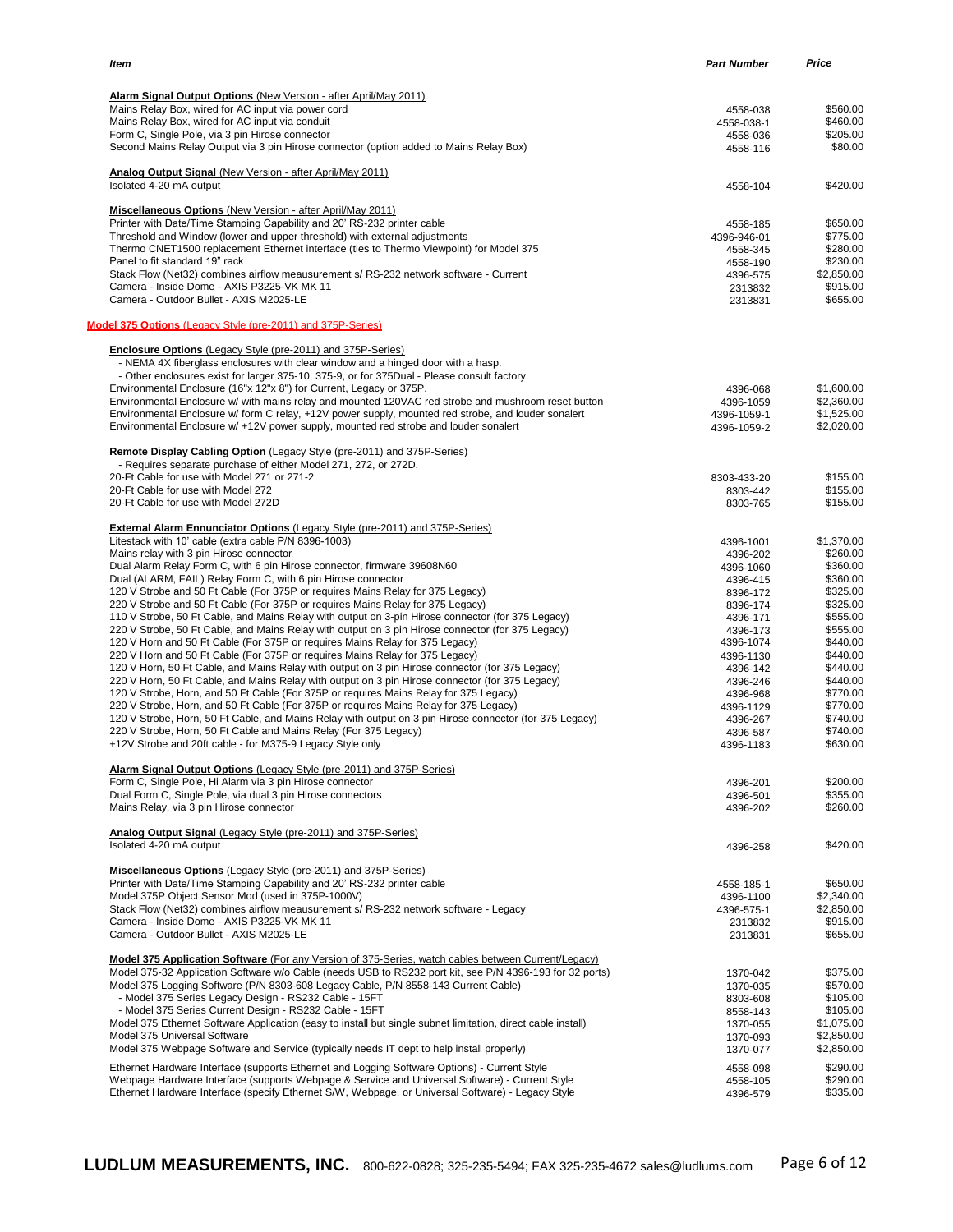| *Item* | *Part Number* | *Price* |
|---|---|---|
| **Alarm Signal Output Options** (New Version - after April/May 2011) | | |
| Mains Relay Box, wired for AC input via power cord | 4558-038 | $560.00 |
| Mains Relay Box, wired for AC input via conduit | 4558-038-1 | $460.00 |
| Form C, Single Pole, via 3 pin Hirose connector | 4558-036 | $205.00 |
| Second Mains Relay Output via 3 pin Hirose connector (option added to Mains Relay Box) | 4558-116 | $80.00 |
| **Analog Output Signal** (New Version - after April/May 2011) | | |
| Isolated 4-20 mA output | 4558-104 | $420.00 |
| **Miscellaneous Options** (New Version - after April/May 2011) | | |
| Printer with Date/Time Stamping Capability and 20' RS-232 printer cable | 4558-185 | $650.00 |
| Threshold and Window (lower and upper threshold) with external adjustments | 4396-946-01 | $775.00 |
| Thermo CNET1500 replacement Ethernet interface (ties to Thermo Viewpoint) for Model 375 | 4558-345 | $280.00 |
| Panel to fit standard 19" rack | 4558-190 | $230.00 |
| Stack Flow (Net32) combines airflow meausurement s/ RS-232 network software - Current | 4396-575 | $2,850.00 |
| Camera - Inside Dome - AXIS P3225-VK MK 11 | 2313832 | $915.00 |
| Camera - Outdoor Bullet - AXIS M2025-LE | 2313831 | $655.00 |
| **Model 375 Options** (Legacy Style (pre-2011) and 375P-Series) | | |
| **Enclosure Options** (Legacy Style (pre-2011) and 375P-Series) | | |
| - NEMA 4X fiberglass enclosures with clear window and a hinged door with a hasp. | | |
| - Other enclosures exist for larger 375-10, 375-9, or for 375Dual - Please consult factory | | |
| Environmental Enclosure (16"x 12"x 8") for Current, Legacy or 375P. | 4396-068 | $1,600.00 |
| Environmental Enclosure w/ with mains relay and mounted 120VAC red strobe and mushroom reset button | 4396-1059 | $2,360.00 |
| Environmental Enclosure w/ form C relay, +12V power supply, mounted red strobe, and louder sonalert | 4396-1059-1 | $1,525.00 |
| Environmental Enclosure w/ +12V power supply, mounted red strobe and louder sonalert | 4396-1059-2 | $2,020.00 |
| **Remote Display Cabling Option** (Legacy Style (pre-2011) and 375P-Series) | | |
| - Requires separate purchase of either Model 271, 272, or 272D. | | |
| 20-Ft Cable for use with Model 271 or 271-2 | 8303-433-20 | $155.00 |
| 20-Ft Cable for use with Model 272 | 8303-442 | $155.00 |
| 20-Ft Cable for use with Model 272D | 8303-765 | $155.00 |
| **External Alarm Ennunciator Options** (Legacy Style (pre-2011) and 375P-Series) | | |
| Litestack with 10' cable (extra cable P/N 8396-1003) | 4396-1001 | $1,370.00 |
| Mains relay with 3 pin Hirose connector | 4396-202 | $260.00 |
| Dual Alarm Relay Form C, with 6 pin Hirose connector, firmware 39608N60 | 4396-1060 | $360.00 |
| Dual (ALARM, FAIL) Relay Form C, with 6 pin Hirose connector | 4396-415 | $360.00 |
| 120 V Strobe and 50 Ft Cable (For 375P or requires Mains Relay for 375 Legacy) | 8396-172 | $325.00 |
| 220 V Strobe and 50 Ft Cable (For 375P or requires Mains Relay for 375 Legacy) | 8396-174 | $325.00 |
| 110 V Strobe, 50 Ft Cable, and Mains Relay with output on 3-pin Hirose connector (for 375 Legacy) | 4396-171 | $555.00 |
| 220 V Strobe, 50 Ft Cable, and Mains Relay with output on 3 pin Hirose connector (for 375 Legacy) | 4396-173 | $555.00 |
| 120 V Horn and 50 Ft Cable (For 375P or requires Mains Relay for 375 Legacy) | 4396-1074 | $440.00 |
| 220 V Horn and 50 Ft Cable (For 375P or requires Mains Relay for 375 Legacy) | 4396-1130 | $440.00 |
| 120 V Horn, 50 Ft Cable, and Mains Relay with output on 3 pin Hirose connector (for 375 Legacy) | 4396-142 | $440.00 |
| 220 V Horn, 50 Ft Cable, and Mains Relay with output on 3 pin Hirose connector (for 375 Legacy) | 4396-246 | $440.00 |
| 120 V Strobe, Horn, and 50 Ft Cable (For 375P or requires Mains Relay for 375 Legacy) | 4396-968 | $770.00 |
| 220 V Strobe, Horn, and 50 Ft Cable (For 375P or requires Mains Relay for 375 Legacy) | 4396-1129 | $770.00 |
| 120 V Strobe, Horn, 50 Ft Cable, and Mains Relay with output on 3 pin Hirose connector (for 375 Legacy) | 4396-267 | $740.00 |
| 220 V Strobe, Horn, 50 Ft Cable and Mains Relay (For 375 Legacy) | 4396-587 | $740.00 |
| +12V Strobe and 20ft cable - for M375-9 Legacy Style only | 4396-1183 | $630.00 |
| **Alarm Signal Output Options** (Legacy Style (pre-2011) and 375P-Series) | | |
| Form C, Single Pole, Hi Alarm via 3 pin Hirose connector | 4396-201 | $200.00 |
| Dual Form C, Single Pole, via dual 3 pin Hirose connectors | 4396-501 | $355.00 |
| Mains Relay, via 3 pin Hirose connector | 4396-202 | $260.00 |
| **Analog Output Signal** (Legacy Style (pre-2011) and 375P-Series) | | |
| Isolated 4-20 mA output | 4396-258 | $420.00 |
| **Miscellaneous Options** (Legacy Style (pre-2011) and 375P-Series) | | |
| Printer with Date/Time Stamping Capability and 20' RS-232 printer cable | 4558-185-1 | $650.00 |
| Model 375P Object Sensor Mod (used in 375P-1000V) | 4396-1100 | $2,340.00 |
| Stack Flow (Net32) combines airflow meausurement s/ RS-232 network software - Legacy | 4396-575-1 | $2,850.00 |
| Camera - Inside Dome - AXIS P3225-VK MK 11 | 2313832 | $915.00 |
| Camera - Outdoor Bullet - AXIS M2025-LE | 2313831 | $655.00 |
| **Model 375 Application Software** (For any Version of 375-Series, watch cables between Current/Legacy) | | |
| Model 375-32 Application Software w/o Cable (needs USB to RS232 port kit, see P/N 4396-193 for 32 ports) | 1370-042 | $375.00 |
| Model 375 Logging Software (P/N 8303-608 Legacy Cable, P/N 8558-143 Current Cable) | 1370-035 | $570.00 |
| - Model 375 Series Legacy Design - RS232 Cable - 15FT | 8303-608 | $105.00 |
| - Model 375 Series Current Design - RS232 Cable - 15FT | 8558-143 | $105.00 |
| Model 375 Ethernet Software Application (easy to install but single subnet limitation, direct cable install) | 1370-055 | $1,075.00 |
| Model 375 Universal Software | 1370-093 | $2,850.00 |
| Model 375 Webpage Software and Service (typically needs IT dept to help install properly) | 1370-077 | $2,850.00 |
| Ethernet Hardware Interface (supports Ethernet and Logging Software Options) - Current Style | 4558-098 | $290.00 |
| Webpage Hardware Interface (supports Webpage & Service and Universal Software) - Current Style | 4558-105 | $290.00 |
| Ethernet Hardware Interface (specify Ethernet S/W, Webpage, or Universal Software) - Legacy Style | 4396-579 | $335.00 |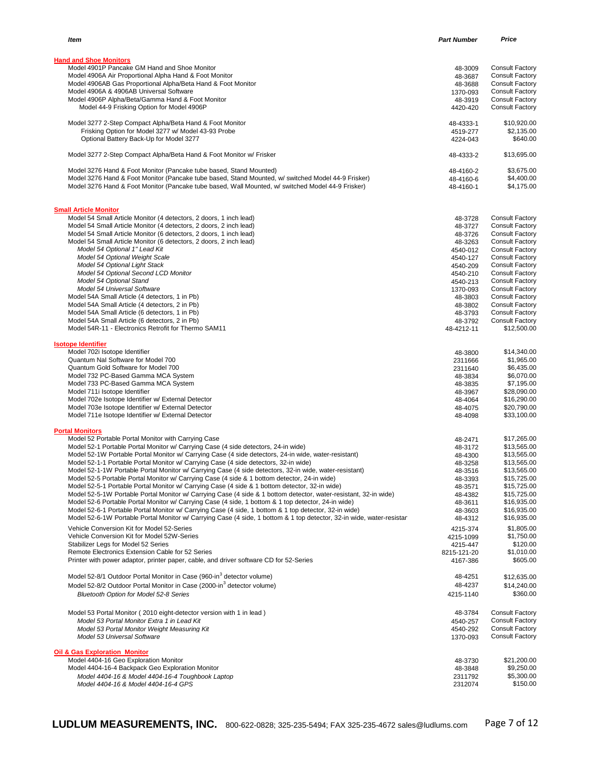| Item | Part Number | Price |
|---|---|---|
| **Hand and Shoe Monitors** | | |
| Model 4901P Pancake GM Hand and Shoe Monitor | 48-3009 | Consult Factory |
| Model 4906A Air Proportional Alpha Hand & Foot Monitor | 48-3687 | Consult Factory |
| Model 4906AB Gas Proportional Alpha/Beta Hand & Foot Monitor | 48-3688 | Consult Factory |
| Model 4906A & 4906AB Universal Software | 1370-093 | Consult Factory |
| Model 4906P Alpha/Beta/Gamma Hand & Foot Monitor | 48-3919 | Consult Factory |
| Model 44-9 Frisking Option for Model 4906P | 4420-420 | Consult Factory |
| Model 3277 2-Step Compact Alpha/Beta Hand & Foot Monitor | 48-4333-1 | $10,920.00 |
| Frisking Option for Model 3277 w/ Model 43-93 Probe | 4519-277 | $2,135.00 |
| Optional Battery Back-Up for Model 3277 | 4224-043 | $640.00 |
| Model 3277 2-Step Compact Alpha/Beta Hand & Foot Monitor w/ Frisker | 48-4333-2 | $13,695.00 |
| Model 3276 Hand & Foot Monitor (Pancake tube based, Stand Mounted) | 48-4160-2 | $3,675.00 |
| Model 3276 Hand & Foot Monitor (Pancake tube based, Stand Mounted, w/ switched Model 44-9 Frisker) | 48-4160-6 | $4,400.00 |
| Model 3276 Hand & Foot Monitor (Pancake tube based, Wall Mounted, w/ switched Model 44-9 Frisker) | 48-4160-1 | $4,175.00 |
| **Small Article Monitor** | | |
| Model 54 Small Article Monitor (4 detectors, 2 doors, 1 inch lead) | 48-3728 | Consult Factory |
| Model 54 Small Article Monitor (4 detectors, 2 doors, 2 inch lead) | 48-3727 | Consult Factory |
| Model 54 Small Article Monitor (6 detectors, 2 doors, 1 inch lead) | 48-3726 | Consult Factory |
| Model 54 Small Article Monitor (6 detectors, 2 doors, 2 inch lead) | 48-3263 | Consult Factory |
| *Model 54 Optional 1" Lead Kit* | 4540-012 | Consult Factory |
| *Model 54 Optional Weight Scale* | 4540-127 | Consult Factory |
| *Model 54 Optional Light Stack* | 4540-209 | Consult Factory |
| *Model 54 Optional Second LCD Monitor* | 4540-210 | Consult Factory |
| *Model 54 Optional Stand* | 4540-213 | Consult Factory |
| *Model 54 Universal Software* | 1370-093 | Consult Factory |
| Model 54A Small Article (4 detectors, 1 in Pb) | 48-3803 | Consult Factory |
| Model 54A Small Article (4 detectors, 2 in Pb) | 48-3802 | Consult Factory |
| Model 54A Small Article (6 detectors, 1 in Pb) | 48-3793 | Consult Factory |
| Model 54A Small Article (6 detectors, 2 in Pb) | 48-3792 | Consult Factory |
| Model 54R-11 - Electronics Retrofit for Thermo SAM11 | 48-4212-11 | $12,500.00 |
| **Isotope Identifier** | | |
| Model 702i Isotope Identifier | 48-3800 | $14,340.00 |
| Quantum NaI Software for Model 700 | 2311666 | $1,965.00 |
| Quantum Gold Software for Model 700 | 2311640 | $6,435.00 |
| Model 732 PC-Based Gamma MCA System | 48-3834 | $6,070.00 |
| Model 733 PC-Based Gamma MCA System | 48-3835 | $7,195.00 |
| Model 711i Isotope Identifier | 48-3967 | $28,090.00 |
| Model 702e Isotope Identifier w/ External Detector | 48-4064 | $16,290.00 |
| Model 703e Isotope Identifier w/ External Detector | 48-4075 | $20,790.00 |
| Model 711e Isotope Identifier w/ External Detector | 48-4098 | $33,100.00 |
| **Portal Monitors** | | |
| Model 52 Portable Portal Monitor with Carrying Case | 48-2471 | $17,265.00 |
| Model 52-1 Portable Portal Monitor w/ Carrying Case (4 side detectors, 24-in wide) | 48-3172 | $13,565.00 |
| Model 52-1W Portable Portal Monitor w/ Carrying Case (4 side detectors, 24-in wide, water-resistant) | 48-4300 | $13,565.00 |
| Model 52-1-1 Portable Portal Monitor w/ Carrying Case (4 side detectors, 32-in wide) | 48-3258 | $13,565.00 |
| Model 52-1-1W Portable Portal Monitor w/ Carrying Case (4 side detectors, 32-in wide, water-resistant) | 48-3516 | $13,565.00 |
| Model 52-5 Portable Portal Monitor w/ Carrying Case (4 side & 1 bottom detector, 24-in wide) | 48-3393 | $15,725.00 |
| Model 52-5-1 Portable Portal Monitor w/ Carrying Case (4 side & 1 bottom detector, 32-in wide) | 48-3571 | $15,725.00 |
| Model 52-5-1W Portable Portal Monitor w/ Carrying Case (4 side & 1 bottom detector, water-resistant, 32-in wide) | 48-4382 | $15,725.00 |
| Model 52-6 Portable Portal Monitor w/ Carrying Case (4 side, 1 bottom & 1 top detector, 24-in wide) | 48-3611 | $16,935.00 |
| Model 52-6-1 Portable Portal Monitor w/ Carrying Case (4 side, 1 bottom & 1 top detector, 32-in wide) | 48-3603 | $16,935.00 |
| Model 52-6-1W Portable Portal Monitor w/ Carrying Case (4 side, 1 bottom & 1 top detector, 32-in wide, water-resistar | 48-4312 | $16,935.00 |
| Vehicle Conversion Kit for Model 52-Series | 4215-374 | $1,805.00 |
| Vehicle Conversion Kit for Model 52W-Series | 4215-1099 | $1,750.00 |
| Stabilizer Legs for Model 52 Series | 4215-447 | $120.00 |
| Remote Electronics Extension Cable for 52 Series | 8215-121-20 | $1,010.00 |
| Printer with power adaptor, printer paper, cable, and driver software CD for 52-Series | 4167-386 | $605.00 |
| Model 52-8/1 Outdoor Portal Monitor in Case (960-in$^3$ detector volume) | 48-4251 | $12,635.00 |
| Model 52-8/2 Outdoor Portal Monitor in Case (2000-in$^3$ detector volume) | 48-4237 | $14,240.00 |
| *Bluetooth Option for Model 52-8 Series* | 4215-1140 | $360.00 |
| Model 53 Portal Monitor ( 2010 eight-detector version with 1 in lead ) | 48-3784 | Consult Factory |
| *Model 53 Portal Monitor Extra 1 in Lead Kit* | 4540-257 | Consult Factory |
| *Model 53 Portal Monitor Weight Measuring Kit* | 4540-292 | Consult Factory |
| *Model 53 Universal Software* | 1370-093 | Consult Factory |
| **Oil & Gas Exploration Monitor** | | |
| Model 4404-16 Geo Exploration Monitor | 48-3730 | $21,200.00 |
| Model 4404-16-4 Backpack Geo Exploration Monitor | 48-3848 | $9,250.00 |
| *Model 4404-16 & Model 4404-16-4 Toughbook Laptop* | 2311792 | $5,300.00 |
| *Model 4404-16 & Model 4404-16-4 GPS* | 2312074 | $150.00 |

**LUDLUM MEASUREMENTS, INC.** 800-622-0828; 325-235-5494; FAX 325-235-4672 sales@ludlums.com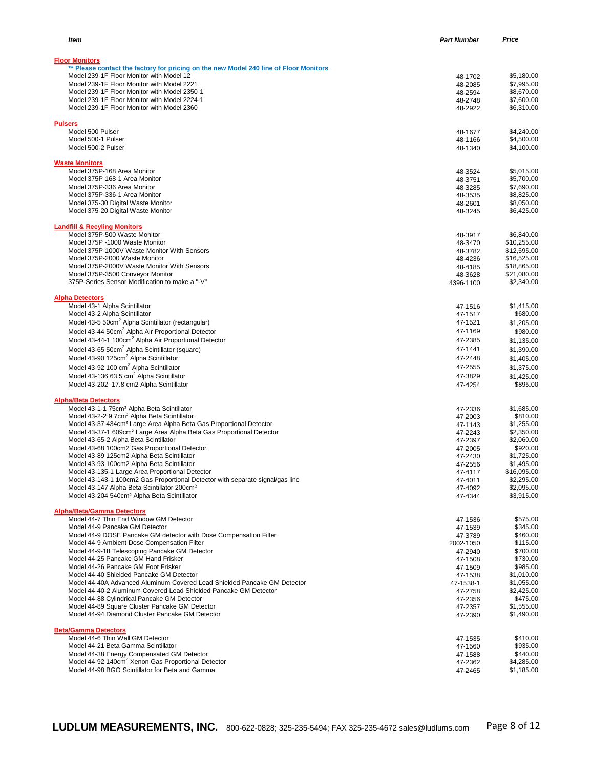| Item | Part Number | Price |
|---|---|---|
| **Floor Monitors** | | |
| ** Please contact the factory for pricing on the new Model 240 line of Floor Monitors | | |
| Model 239-1F Floor Monitor with Model 12 | 48-1702 | $5,180.00 |
| Model 239-1F Floor Monitor with Model 2221 | 48-2085 | $7,995.00 |
| Model 239-1F Floor Monitor with Model 2350-1 | 48-2594 | $8,670.00 |
| Model 239-1F Floor Monitor with Model 2224-1 | 48-2748 | $7,600.00 |
| Model 239-1F Floor Monitor with Model 2360 | 48-2922 | $6,310.00 |
| **Pulsers** | | |
| Model 500 Pulser | 48-1677 | $4,240.00 |
| Model 500-1 Pulser | 48-1166 | $4,500.00 |
| Model 500-2 Pulser | 48-1340 | $4,100.00 |
| **Waste Monitors** | | |
| Model 375P-168 Area Monitor | 48-3524 | $5,015.00 |
| Model 375P-168-1 Area Monitor | 48-3751 | $5,700.00 |
| Model 375P-336 Area Monitor | 48-3285 | $7,690.00 |
| Model 375P-336-1 Area Monitor | 48-3535 | $8,825.00 |
| Model 375-30 Digital Waste Monitor | 48-2601 | $8,050.00 |
| Model 375-20 Digital Waste Monitor | 48-3245 | $6,425.00 |
| **Landfill & Recyling Monitors** | | |
| Model 375P-500 Waste Monitor | 48-3917 | $6,840.00 |
| Model 375P -1000 Waste Monitor | 48-3470 | $10,255.00 |
| Model 375P-1000V Waste Monitor With Sensors | 48-3782 | $12,595.00 |
| Model 375P-2000 Waste Monitor | 48-4236 | $16,525.00 |
| Model 375P-2000V Waste Monitor With Sensors | 48-4185 | $18,865.00 |
| Model 375P-3500 Conveyor Monitor | 48-3628 | $21,080.00 |
| 375P-Series Sensor Modification to make a "-V" | 4396-1100 | $2,340.00 |
| **Alpha Detectors** | | |
| Model 43-1 Alpha Scintillator | 47-1516 | $1,415.00 |
| Model 43-2 Alpha Scintillator | 47-1517 | $680.00 |
| Model 43-5 50cm$^2$ Alpha Scintillator (rectangular) | 47-1521 | $1,205.00 |
| Model 43-44 50cm$^2$ Alpha Air Proportional Detector | 47-1169 | $980.00 |
| Model 43-44-1 100cm$^2$ Alpha Air Proportional Detector | 47-2385 | $1,135.00 |
| Model 43-65 50cm$^2$ Alpha Scintillator (square) | 47-1441 | $1,390.00 |
| Model 43-90 125cm$^2$ Alpha Scintillator | 47-2448 | $1,405.00 |
| Model 43-92 100 cm$^2$ Alpha Scintillator | 47-2555 | $1,375.00 |
| Model 43-136 63.5 cm$^2$ Alpha Scintillator | 47-3829 | $1,425.00 |
| Model 43-202 17.8 cm2 Alpha Scintillator | 47-4254 | $895.00 |
| **Alpha/Beta Detectors** | | |
| Model 43-1-1 75cm$^2$ Alpha Beta Scintillator | 47-2336 | $1,685.00 |
| Model 43-2-2 9.7cm$^2$ Alpha Beta Scintillator | 47-2003 | $810.00 |
| Model 43-37 434cm$^2$ Large Area Alpha Beta Gas Proportional Detector | 47-1143 | $1,255.00 |
| Model 43-37-1 609cm$^2$ Large Area Alpha Beta Gas Proportional Detector | 47-2243 | $2,350.00 |
| Model 43-65-2 Alpha Beta Scintillator | 47-2397 | $2,060.00 |
| Model 43-68 100cm2 Gas Proportional Detector | 47-2005 | $920.00 |
| Model 43-89 125cm2 Alpha Beta Scintillator | 47-2430 | $1,725.00 |
| Model 43-93 100cm2 Alpha Beta Scintillator | 47-2556 | $1,495.00 |
| Model 43-135-1 Large Area Proportional Detector | 47-4117 | $16,095.00 |
| Model 43-143-1 100cm2 Gas Proportional Detector with separate signal/gas line | 47-4011 | $2,295.00 |
| Model 43-147 Alpha Beta Scintillator 200cm$^2$ | 47-4092 | $2,095.00 |
| Model 43-204 540cm$^2$ Alpha Beta Scintillator | 47-4344 | $3,915.00 |
| **Alpha/Beta/Gamma Detectors** | | |
| Model 44-7 Thin End Window GM Detector | 47-1536 | $575.00 |
| Model 44-9 Pancake GM Detector | 47-1539 | $345.00 |
| Model 44-9 DOSE Pancake GM detector with Dose Compensation Filter | 47-3789 | $460.00 |
| Model 44-9 Ambient Dose Compensation Filter | 2002-1050 | $115.00 |
| Model 44-9-18 Telescoping Pancake GM Detector | 47-2940 | $700.00 |
| Model 44-25 Pancake GM Hand Frisker | 47-1508 | $730.00 |
| Model 44-26 Pancake GM Foot Frisker | 47-1509 | $985.00 |
| Model 44-40 Shielded Pancake GM Detector | 47-1538 | $1,010.00 |
| Model 44-40A Advanced Aluminum Covered Lead Shielded Pancake GM Detector | 47-1538-1 | $1,055.00 |
| Model 44-40-2 Aluminum Covered Lead Shielded Pancake GM Detector | 47-2758 | $2,425.00 |
| Model 44-88 Cylindrical Pancake GM Detector | 47-2356 | $475.00 |
| Model 44-89 Square Cluster Pancake GM Detector | 47-2357 | $1,555.00 |
| Model 44-94 Diamond Cluster Pancake GM Detector | 47-2390 | $1,490.00 |
| **Beta/Gamma Detectors** | | |
| Model 44-6 Thin Wall GM Detector | 47-1535 | $410.00 |
| Model 44-21 Beta Gamma Scintillator | 47-1560 | $935.00 |
| Model 44-38 Energy Compensated GM Detector | 47-1588 | $440.00 |
| Model 44-92 140cm$^2$ Xenon Gas Proportional Detector | 47-2362 | $4,285.00 |
| Model 44-98 BGO Scintillator for Beta and Gamma | 47-2465 | $1,185.00 |

**LUDLUM MEASUREMENTS, INC.** 800-622-0828; 325-235-5494; FAX 325-235-4672 sales@ludlums.com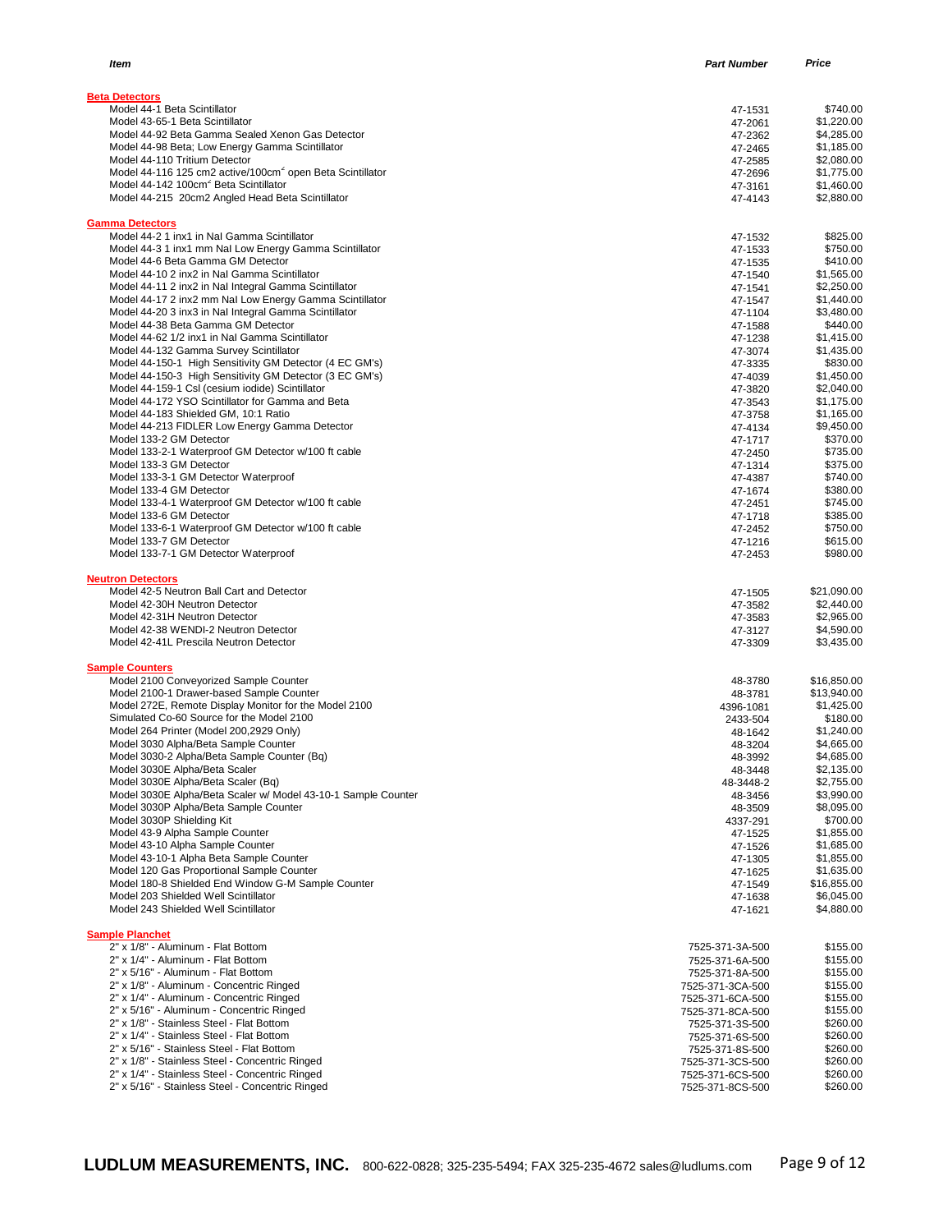| *Item* | *Part Number* | *Price* |
|---|---|---|
| **Beta Detectors** | | |
| Model 44-1 Beta Scintillator | 47-1531 | $740.00 |
| Model 43-65-1 Beta Scintillator | 47-2061 | $1,220.00 |
| Model 44-92 Beta Gamma Sealed Xenon Gas Detector | 47-2362 | $4,285.00 |
| Model 44-98 Beta; Low Energy Gamma Scintillator | 47-2465 | $1,185.00 |
| Model 44-110 Tritium Detector | 47-2585 | $2,080.00 |
| Model 44-116 125 cm2 active/100cm² open Beta Scintillator | 47-2696 | $1,775.00 |
| Model 44-142 100cm² Beta Scintillator | 47-3161 | $1,460.00 |
| Model 44-215 20cm2 Angled Head Beta Scintillator | 47-4143 | $2,880.00 |
| **Gamma Detectors** | | |
| Model 44-2 1 inx1 in NaI Gamma Scintillator | 47-1532 | $825.00 |
| Model 44-3 1 inx1 mm NaI Low Energy Gamma Scintillator | 47-1533 | $750.00 |
| Model 44-6 Beta Gamma GM Detector | 47-1535 | $410.00 |
| Model 44-10 2 inx2 in NaI Gamma Scintillator | 47-1540 | $1,565.00 |
| Model 44-11 2 inx2 in NaI Integral Gamma Scintillator | 47-1541 | $2,250.00 |
| Model 44-17 2 inx2 mm NaI Low Energy Gamma Scintillator | 47-1547 | $1,440.00 |
| Model 44-20 3 inx3 in NaI Integral Gamma Scintillator | 47-1104 | $3,480.00 |
| Model 44-38 Beta Gamma GM Detector | 47-1588 | $440.00 |
| Model 44-62 1/2 inx1 in NaI Gamma Scintillator | 47-1238 | $1,415.00 |
| Model 44-132 Gamma Survey Scintillator | 47-3074 | $1,435.00 |
| Model 44-150-1 High Sensitivity GM Detector (4 EC GM's) | 47-3335 | $830.00 |
| Model 44-150-3 High Sensitivity GM Detector (3 EC GM's) | 47-4039 | $1,450.00 |
| Model 44-159-1 CsI (cesium iodide) Scintillator | 47-3820 | $2,040.00 |
| Model 44-172 YSO Scintillator for Gamma and Beta | 47-3543 | $1,175.00 |
| Model 44-183 Shielded GM, 10:1 Ratio | 47-3758 | $1,165.00 |
| Model 44-213 FIDLER Low Energy Gamma Detector | 47-4134 | $9,450.00 |
| Model 133-2 GM Detector | 47-1717 | $370.00 |
| Model 133-2-1 Waterproof GM Detector w/100 ft cable | 47-2450 | $735.00 |
| Model 133-3 GM Detector | 47-1314 | $375.00 |
| Model 133-3-1 GM Detector Waterproof | 47-4387 | $740.00 |
| Model 133-4 GM Detector | 47-1674 | $380.00 |
| Model 133-4-1 Waterproof GM Detector w/100 ft cable | 47-2451 | $745.00 |
| Model 133-6 GM Detector | 47-1718 | $385.00 |
| Model 133-6-1 Waterproof GM Detector w/100 ft cable | 47-2452 | $750.00 |
| Model 133-7 GM Detector | 47-1216 | $615.00 |
| Model 133-7-1 GM Detector Waterproof | 47-2453 | $980.00 |
| **Neutron Detectors** | | |
| Model 42-5 Neutron Ball Cart and Detector | 47-1505 | $21,090.00 |
| Model 42-30H Neutron Detector | 47-3582 | $2,440.00 |
| Model 42-31H Neutron Detector | 47-3583 | $2,965.00 |
| Model 42-38 WENDI-2 Neutron Detector | 47-3127 | $4,590.00 |
| Model 42-41L Prescila Neutron Detector | 47-3309 | $3,435.00 |
| **Sample Counters** | | |
| Model 2100 Conveyorized Sample Counter | 48-3780 | $16,850.00 |
| Model 2100-1 Drawer-based Sample Counter | 48-3781 | $13,940.00 |
| Model 272E, Remote Display Monitor for the Model 2100 | 4396-1081 | $1,425.00 |
| Simulated Co-60 Source for the Model 2100 | 2433-504 | $180.00 |
| Model 264 Printer (Model 200,2929 Only) | 48-1642 | $1,240.00 |
| Model 3030 Alpha/Beta Sample Counter | 48-3204 | $4,665.00 |
| Model 3030-2 Alpha/Beta Sample Counter (Bq) | 48-3992 | $4,685.00 |
| Model 3030E Alpha/Beta Scaler | 48-3448 | $2,135.00 |
| Model 3030E Alpha/Beta Scaler (Bq) | 48-3448-2 | $2,755.00 |
| Model 3030E Alpha/Beta Scaler w/ Model 43-10-1 Sample Counter | 48-3456 | $3,990.00 |
| Model 3030P Alpha/Beta Sample Counter | 48-3509 | $8,095.00 |
| Model 3030P Shielding Kit | 4337-291 | $700.00 |
| Model 43-9 Alpha Sample Counter | 47-1525 | $1,855.00 |
| Model 43-10 Alpha Sample Counter | 47-1526 | $1,685.00 |
| Model 43-10-1 Alpha Beta Sample Counter | 47-1305 | $1,855.00 |
| Model 120 Gas Proportional Sample Counter | 47-1625 | $1,635.00 |
| Model 180-8 Shielded End Window G-M Sample Counter | 47-1549 | $16,855.00 |
| Model 203 Shielded Well Scintillator | 47-1638 | $6,045.00 |
| Model 243 Shielded Well Scintillator | 47-1621 | $4,880.00 |
| **Sample Planchet** | | |
| 2" x 1/8" - Aluminum - Flat Bottom | 7525-371-3A-500 | $155.00 |
| 2" x 1/4" - Aluminum - Flat Bottom | 7525-371-6A-500 | $155.00 |
| 2" x 5/16" - Aluminum - Flat Bottom | 7525-371-8A-500 | $155.00 |
| 2" x 1/8" - Aluminum - Concentric Ringed | 7525-371-3CA-500 | $155.00 |
| 2" x 1/4" - Aluminum - Concentric Ringed | 7525-371-6CA-500 | $155.00 |
| 2" x 5/16" - Aluminum - Concentric Ringed | 7525-371-8CA-500 | $155.00 |
| 2" x 1/8" - Stainless Steel - Flat Bottom | 7525-371-3S-500 | $260.00 |
| 2" x 1/4" - Stainless Steel - Flat Bottom | 7525-371-6S-500 | $260.00 |
| 2" x 5/16" - Stainless Steel - Flat Bottom | 7525-371-8S-500 | $260.00 |
| 2" x 1/8" - Stainless Steel - Concentric Ringed | 7525-371-3CS-500 | $260.00 |
| 2" x 1/4" - Stainless Steel - Concentric Ringed | 7525-371-6CS-500 | $260.00 |
| 2" x 5/16" - Stainless Steel - Concentric Ringed | 7525-371-8CS-500 | $260.00 |

**LUDLUM MEASUREMENTS, INC.** 800-622-0828; 325-235-5494; FAX 325-235-4672 sales@ludlums.com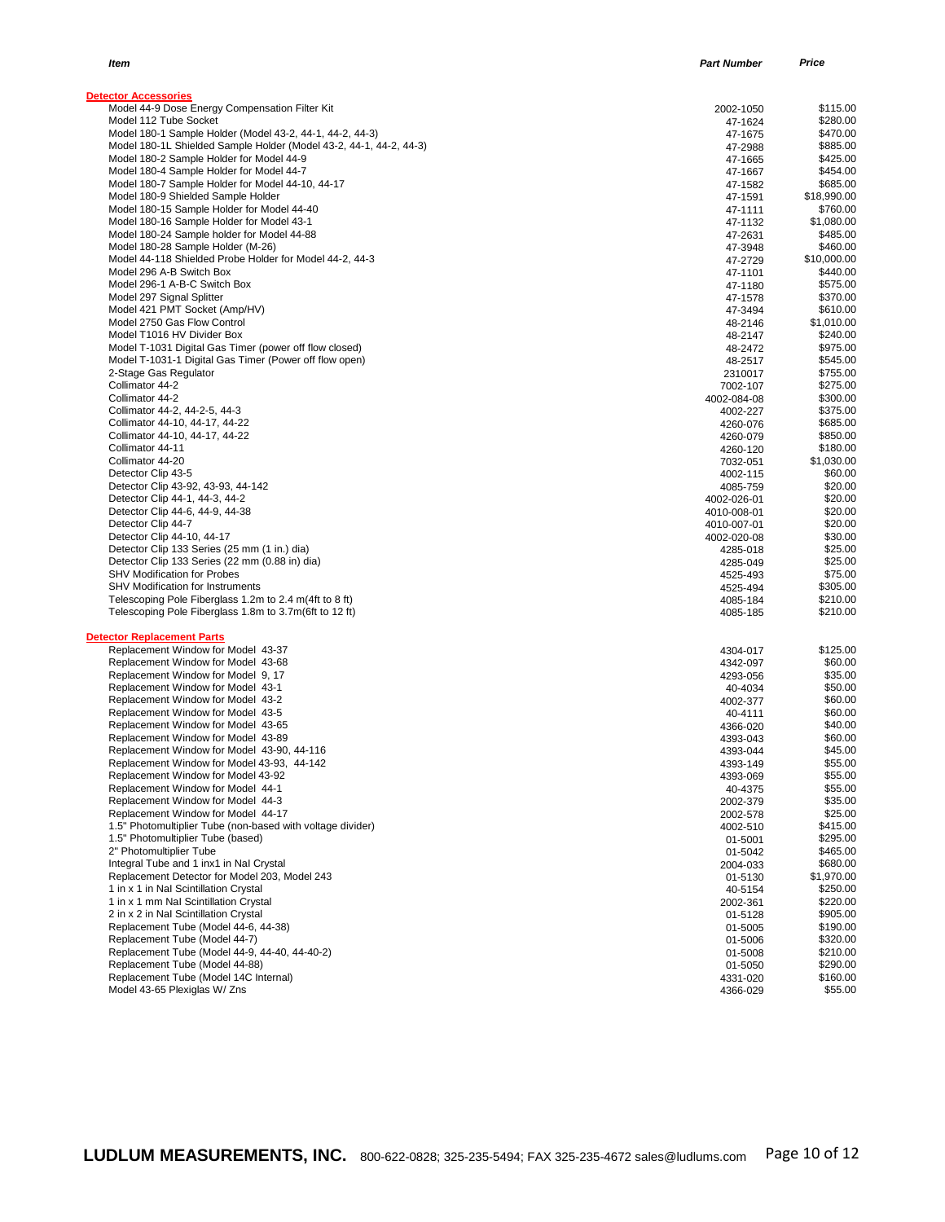| Item | Part Number | Price |
|---|---|---|
| **Detector Accessories** | | |
| Model 44-9 Dose Energy Compensation Filter Kit | 2002-1050 | $115.00 |
| Model 112 Tube Socket | 47-1624 | $280.00 |
| Model 180-1 Sample Holder (Model 43-2, 44-1, 44-2, 44-3) | 47-1675 | $470.00 |
| Model 180-1L Shielded Sample Holder (Model 43-2, 44-1, 44-2, 44-3) | 47-2988 | $885.00 |
| Model 180-2 Sample Holder for Model 44-9 | 47-1665 | $425.00 |
| Model 180-4 Sample Holder for Model 44-7 | 47-1667 | $454.00 |
| Model 180-7 Sample Holder for Model 44-10, 44-17 | 47-1582 | $685.00 |
| Model 180-9 Shielded Sample Holder | 47-1591 | $18,990.00 |
| Model 180-15 Sample Holder for Model 44-40 | 47-1111 | $760.00 |
| Model 180-16 Sample Holder for Model 43-1 | 47-1132 | $1,080.00 |
| Model 180-24 Sample holder for Model 44-88 | 47-2631 | $485.00 |
| Model 180-28 Sample Holder (M-26) | 47-3948 | $460.00 |
| Model 44-118 Shielded Probe Holder for Model 44-2, 44-3 | 47-2729 | $10,000.00 |
| Model 296 A-B Switch Box | 47-1101 | $440.00 |
| Model 296-1 A-B-C Switch Box | 47-1180 | $575.00 |
| Model 297 Signal Splitter | 47-1578 | $370.00 |
| Model 421 PMT Socket (Amp/HV) | 47-3494 | $610.00 |
| Model 2750 Gas Flow Control | 48-2146 | $1,010.00 |
| Model T1016 HV Divider Box | 48-2147 | $240.00 |
| Model T-1031 Digital Gas Timer (power off flow closed) | 48-2472 | $975.00 |
| Model T-1031-1 Digital Gas Timer (Power off flow open) | 48-2517 | $545.00 |
| 2-Stage Gas Regulator | 2310017 | $755.00 |
| Collimator 44-2 | 7002-107 | $275.00 |
| Collimator 44-2 | 4002-084-08 | $300.00 |
| Collimator 44-2, 44-2-5, 44-3 | 4002-227 | $375.00 |
| Collimator 44-10, 44-17, 44-22 | 4260-076 | $685.00 |
| Collimator 44-10, 44-17, 44-22 | 4260-079 | $850.00 |
| Collimator 44-11 | 4260-120 | $180.00 |
| Collimator 44-20 | 7032-051 | $1,030.00 |
| Detector Clip 43-5 | 4002-115 | $60.00 |
| Detector Clip 43-92, 43-93, 44-142 | 4085-759 | $20.00 |
| Detector Clip 44-1, 44-3, 44-2 | 4002-026-01 | $20.00 |
| Detector Clip 44-6, 44-9, 44-38 | 4010-008-01 | $20.00 |
| Detector Clip 44-7 | 4010-007-01 | $20.00 |
| Detector Clip 44-10, 44-17 | 4002-020-08 | $30.00 |
| Detector Clip 133 Series (25 mm (1 in.) dia) | 4285-018 | $25.00 |
| Detector Clip 133 Series (22 mm (0.88 in) dia) | 4285-049 | $25.00 |
| SHV Modification for Probes | 4525-493 | $75.00 |
| SHV Modification for Instruments | 4525-494 | $305.00 |
| Telescoping Pole Fiberglass 1.2m to 2.4 m(4ft to 8 ft) | 4085-184 | $210.00 |
| Telescoping Pole Fiberglass 1.8m to 3.7m(6ft to 12 ft) | 4085-185 | $210.00 |
| **Detector Replacement Parts** | | |
| Replacement Window for Model 43-37 | 4304-017 | $125.00 |
| Replacement Window for Model 43-68 | 4342-097 | $60.00 |
| Replacement Window for Model 9, 17 | 4293-056 | $35.00 |
| Replacement Window for Model 43-1 | 40-4034 | $50.00 |
| Replacement Window for Model 43-2 | 4002-377 | $60.00 |
| Replacement Window for Model 43-5 | 40-4111 | $60.00 |
| Replacement Window for Model 43-65 | 4366-020 | $40.00 |
| Replacement Window for Model 43-89 | 4393-043 | $60.00 |
| Replacement Window for Model 43-90, 44-116 | 4393-044 | $45.00 |
| Replacement Window for Model 43-93, 44-142 | 4393-149 | $55.00 |
| Replacement Window for Model 43-92 | 4393-069 | $55.00 |
| Replacement Window for Model 44-1 | 40-4375 | $55.00 |
| Replacement Window for Model 44-3 | 2002-379 | $35.00 |
| Replacement Window for Model 44-17 | 2002-578 | $25.00 |
| 1.5" Photomultiplier Tube (non-based with voltage divider) | 4002-510 | $415.00 |
| 1.5" Photomultiplier Tube (based) | 01-5001 | $295.00 |
| 2" Photomultiplier Tube | 01-5042 | $465.00 |
| Integral Tube and 1 inx1 in NaI Crystal | 2004-033 | $680.00 |
| Replacement Detector for Model 203, Model 243 | 01-5130 | $1,970.00 |
| 1 in x 1 in NaI Scintillation Crystal | 40-5154 | $250.00 |
| 1 in x 1 mm NaI Scintillation Crystal | 2002-361 | $220.00 |
| 2 in x 2 in NaI Scintillation Crystal | 01-5128 | $905.00 |
| Replacement Tube (Model 44-6, 44-38) | 01-5005 | $190.00 |
| Replacement Tube (Model 44-7) | 01-5006 | $320.00 |
| Replacement Tube (Model 44-9, 44-40, 44-40-2) | 01-5008 | $210.00 |
| Replacement Tube (Model 44-88) | 01-5050 | $290.00 |
| Replacement Tube (Model 14C Internal) | 4331-020 | $160.00 |
| Model 43-65 Plexiglas W/ Zns | 4366-029 | $55.00 |

**LUDLUM MEASUREMENTS, INC.** 800-622-0828; 325-235-5494; FAX 325-235-4672 sales@ludlums.com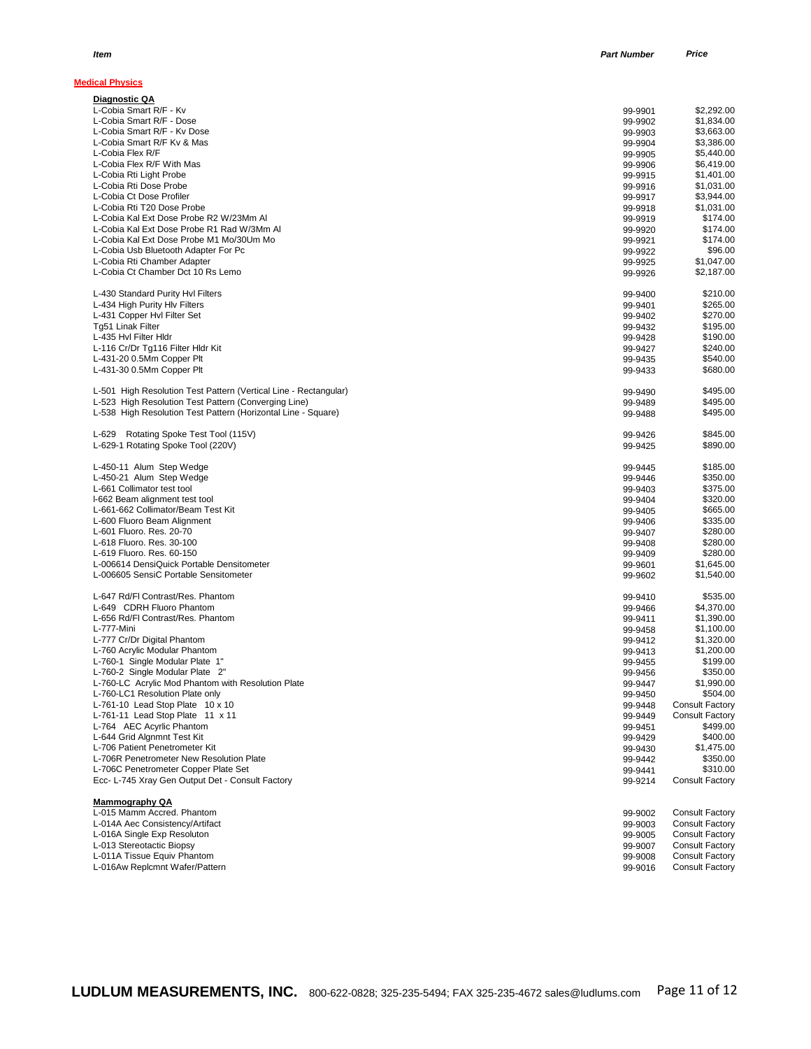| Item | Part Number | Price |
|---|---|---|
| **Medical Physics** | | |
| **Diagnostic QA** | | |
| L-Cobia Smart R/F - Kv | 99-9901 | $2,292.00 |
| L-Cobia Smart R/F - Dose | 99-9902 | $1,834.00 |
| L-Cobia Smart R/F - Kv Dose | 99-9903 | $3,663.00 |
| L-Cobia Smart R/F Kv & Mas | 99-9904 | $3,386.00 |
| L-Cobia Flex R/F | 99-9905 | $5,440.00 |
| L-Cobia Flex R/F With Mas | 99-9906 | $6,419.00 |
| L-Cobia Rti Light Probe | 99-9915 | $1,401.00 |
| L-Cobia Rti Dose Probe | 99-9916 | $1,031.00 |
| L-Cobia Ct Dose Profiler | 99-9917 | $3,944.00 |
| L-Cobia Rti T20 Dose Probe | 99-9918 | $1,031.00 |
| L-Cobia Kal Ext Dose Probe R2 W/23Mm Al | 99-9919 | $174.00 |
| L-Cobia Kal Ext Dose Probe R1 Rad W/3Mm Al | 99-9920 | $174.00 |
| L-Cobia Kal Ext Dose Probe M1 Mo/30Um Mo | 99-9921 | $174.00 |
| L-Cobia Usb Bluetooth Adapter For Pc | 99-9922 | $96.00 |
| L-Cobia Rti Chamber Adapter | 99-9925 | $1,047.00 |
| L-Cobia Ct Chamber Dct 10 Rs Lemo | 99-9926 | $2,187.00 |
| | | |
| L-430 Standard Purity Hvl Filters | 99-9400 | $210.00 |
| L-434 High Purity Hlv Filters | 99-9401 | $265.00 |
| L-431 Copper Hvl Filter Set | 99-9402 | $270.00 |
| Tg51 Linak Filter | 99-9432 | $195.00 |
| L-435 Hvl Filter Hldr | 99-9428 | $190.00 |
| L-116 Cr/Dr Tg116 Filter Hldr Kit | 99-9427 | $240.00 |
| L-431-20 0.5Mm Copper Plt | 99-9435 | $540.00 |
| L-431-30 0.5Mm Copper Plt | 99-9433 | $680.00 |
| | | |
| L-501 High Resolution Test Pattern (Vertical Line - Rectangular) | 99-9490 | $495.00 |
| L-523 High Resolution Test Pattern (Converging Line) | 99-9489 | $495.00 |
| L-538 High Resolution Test Pattern (Horizontal Line - Square) | 99-9488 | $495.00 |
| | | |
| L-629 Rotating Spoke Test Tool (115V) | 99-9426 | $845.00 |
| L-629-1 Rotating Spoke Tool (220V) | 99-9425 | $890.00 |
| | | |
| L-450-11 Alum Step Wedge | 99-9445 | $185.00 |
| L-450-21 Alum Step Wedge | 99-9446 | $350.00 |
| L-661 Collimator test tool | 99-9403 | $375.00 |
| l-662 Beam alignment test tool | 99-9404 | $320.00 |
| L-661-662 Collimator/Beam Test Kit | 99-9405 | $665.00 |
| L-600 Fluoro Beam Alignment | 99-9406 | $335.00 |
| L-601 Fluoro. Res. 20-70 | 99-9407 | $280.00 |
| L-618 Fluoro. Res. 30-100 | 99-9408 | $280.00 |
| L-619 Fluoro. Res. 60-150 | 99-9409 | $280.00 |
| L-006614 DensiQuick Portable Densitometer | 99-9601 | $1,645.00 |
| L-006605 SensiC Portable Sensitometer | 99-9602 | $1,540.00 |
| | | |
| L-647 Rd/Fl Contrast/Res. Phantom | 99-9410 | $535.00 |
| L-649 CDRH Fluoro Phantom | 99-9466 | $4,370.00 |
| L-656 Rd/Fl Contrast/Res. Phantom | 99-9411 | $1,390.00 |
| L-777-Mini | 99-9458 | $1,100.00 |
| L-777 Cr/Dr Digital Phantom | 99-9412 | $1,320.00 |
| L-760 Acrylic Modular Phantom | 99-9413 | $1,200.00 |
| L-760-1 Single Modular Plate 1" | 99-9455 | $199.00 |
| L-760-2 Single Modular Plate 2" | 99-9456 | $350.00 |
| L-760-LC Acrylic Mod Phantom with Resolution Plate | 99-9447 | $1,990.00 |
| L-760-LC1 Resolution Plate only | 99-9450 | $504.00 |
| L-761-10 Lead Stop Plate 10 x 10 | 99-9448 | Consult Factory |
| L-761-11 Lead Stop Plate 11 x 11 | 99-9449 | Consult Factory |
| L-764 AEC Acyrlic Phantom | 99-9451 | $499.00 |
| L-644 Grid Algnmnt Test Kit | 99-9429 | $400.00 |
| L-706 Patient Penetrometer Kit | 99-9430 | $1,475.00 |
| L-706R Penetrometer New Resolution Plate | 99-9442 | $350.00 |
| L-706C Penetrometer Copper Plate Set | 99-9441 | $310.00 |
| Ecc- L-745 Xray Gen Output Det - Consult Factory | 99-9214 | Consult Factory |
| | | |
| **Mammography QA** | | |
| L-015 Mamm Accred. Phantom | 99-9002 | Consult Factory |
| L-014A Aec Consistency/Artifact | 99-9003 | Consult Factory |
| L-016A Single Exp Resoluton | 99-9005 | Consult Factory |
| L-013 Stereotactic Biopsy | 99-9007 | Consult Factory |
| L-011A Tissue Equiv Phantom | 99-9008 | Consult Factory |
| L-016Aw Replcmnt Wafer/Pattern | 99-9016 | Consult Factory |

**LUDLUM MEASUREMENTS, INC.** 800-622-0828; 325-235-5494; FAX 325-235-4672 sales@ludlums.com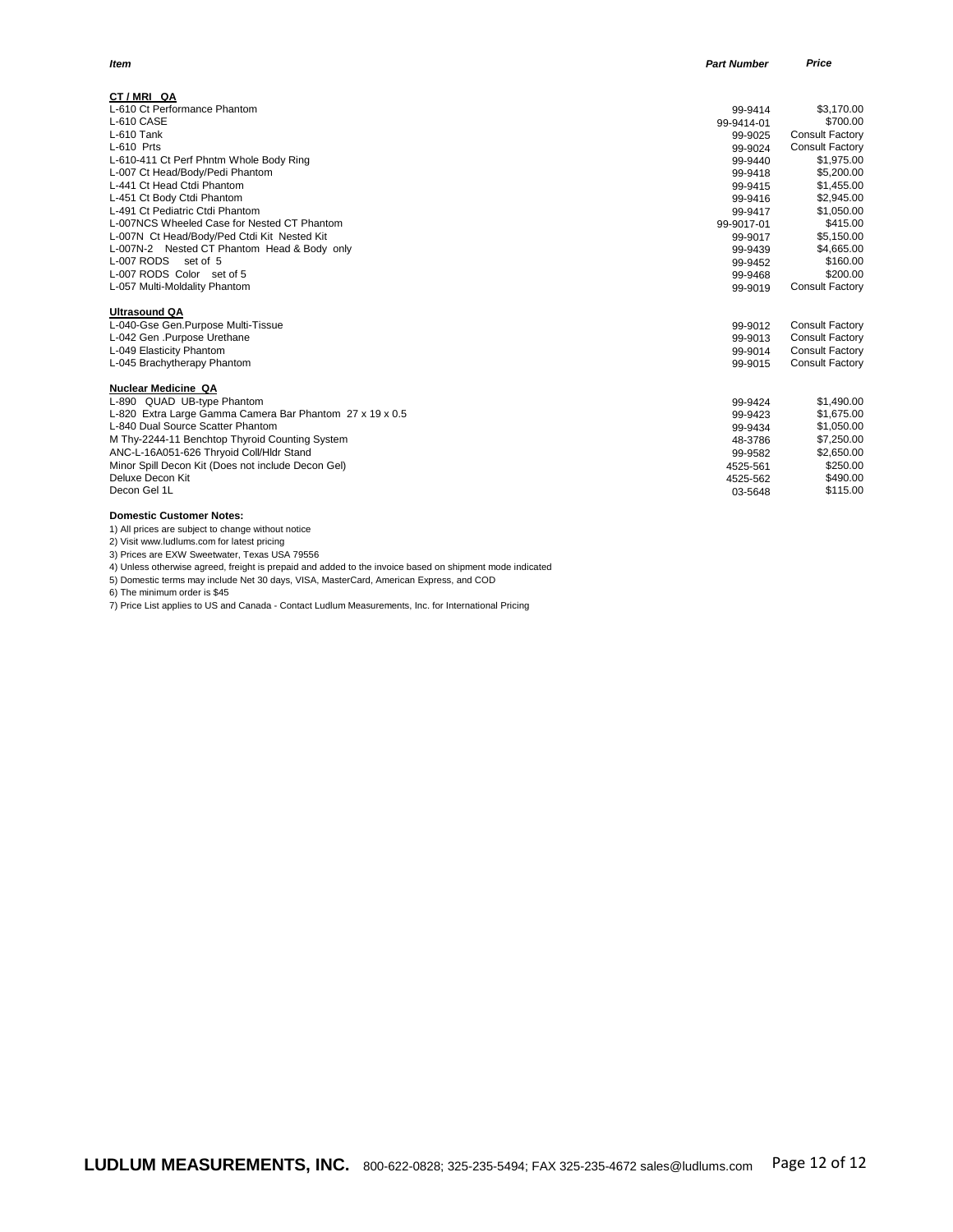| Item | Part Number | Price |
| --- | --- | --- |
| **CT / MRI QA** | | |
| L-610 Ct Performance Phantom | 99-9414 | $3,170.00 |
| L-610 CASE | 99-9414-01 | $700.00 |
| L-610 Tank | 99-9025 | Consult Factory |
| L-610 Prts | 99-9024 | Consult Factory |
| L-610-411 Ct Perf Phntm Whole Body Ring | 99-9440 | $1,975.00 |
| L-007 Ct Head/Body/Pedi Phantom | 99-9418 | $5,200.00 |
| L-441 Ct Head Ctdi Phantom | 99-9415 | $1,455.00 |
| L-451 Ct Body Ctdi Phantom | 99-9416 | $2,945.00 |
| L-491 Ct Pediatric Ctdi Phantom | 99-9417 | $1,050.00 |
| L-007NCS Wheeled Case for Nested CT Phantom | 99-9017-01 | $415.00 |
| L-007N Ct Head/Body/Ped Ctdi Kit Nested Kit | 99-9017 | $5,150.00 |
| L-007N-2 Nested CT Phantom Head & Body only | 99-9439 | $4,665.00 |
| L-007 RODS set of 5 | 99-9452 | $160.00 |
| L-007 RODS Color set of 5 | 99-9468 | $200.00 |
| L-057 Multi-Moldality Phantom | 99-9019 | Consult Factory |
| **Ultrasound QA** | | |
| L-040-Gse Gen.Purpose Multi-Tissue | 99-9012 | Consult Factory |
| L-042 Gen .Purpose Urethane | 99-9013 | Consult Factory |
| L-049 Elasticity Phantom | 99-9014 | Consult Factory |
| L-045 Brachytherapy Phantom | 99-9015 | Consult Factory |
| **Nuclear Medicine QA** | | |
| L-890 QUAD UB-type Phantom | 99-9424 | $1,490.00 |
| L-820 Extra Large Gamma Camera Bar Phantom 27 x 19 x 0.5 | 99-9423 | $1,675.00 |
| L-840 Dual Source Scatter Phantom | 99-9434 | $1,050.00 |
| M Thy-2244-11 Benchtop Thyroid Counting System | 48-3786 | $7,250.00 |
| ANC-L-16A051-626 Thryoid Coll/Hldr Stand | 99-9582 | $2,650.00 |
| Minor Spill Decon Kit (Does not include Decon Gel) | 4525-561 | $250.00 |
| Deluxe Decon Kit | 4525-562 | $490.00 |
| Decon Gel 1L | 03-5648 | $115.00 |

**Domestic Customer Notes:**

1) All prices are subject to change without notice
2) Visit www.ludlums.com for latest pricing
3) Prices are EXW Sweetwater, Texas USA 79556
4) Unless otherwise agreed, freight is prepaid and added to the invoice based on shipment mode indicated
5) Domestic terms may include Net 30 days, VISA, MasterCard, American Express, and COD
6) The minimum order is $45
7) Price List applies to US and Canada - Contact Ludlum Measurements, Inc. for International Pricing

**LUDLUM MEASUREMENTS, INC.** 800-622-0828; 325-235-5494; FAX 325-235-4672 sales@ludlums.com